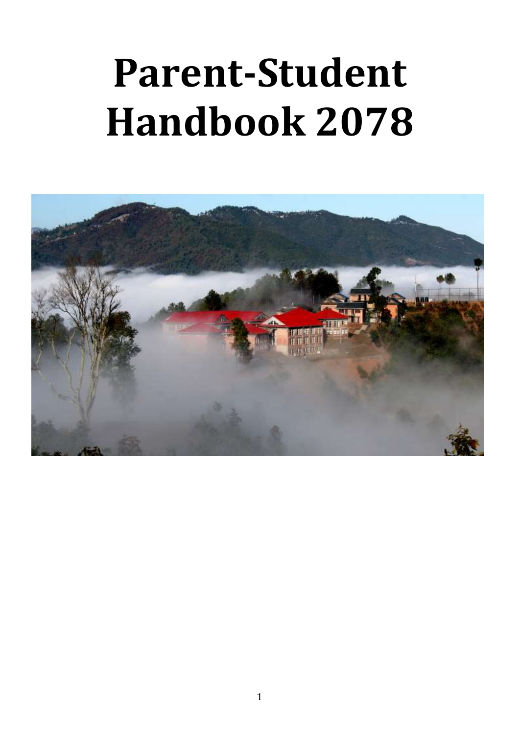# Parent-Student Handbook 2078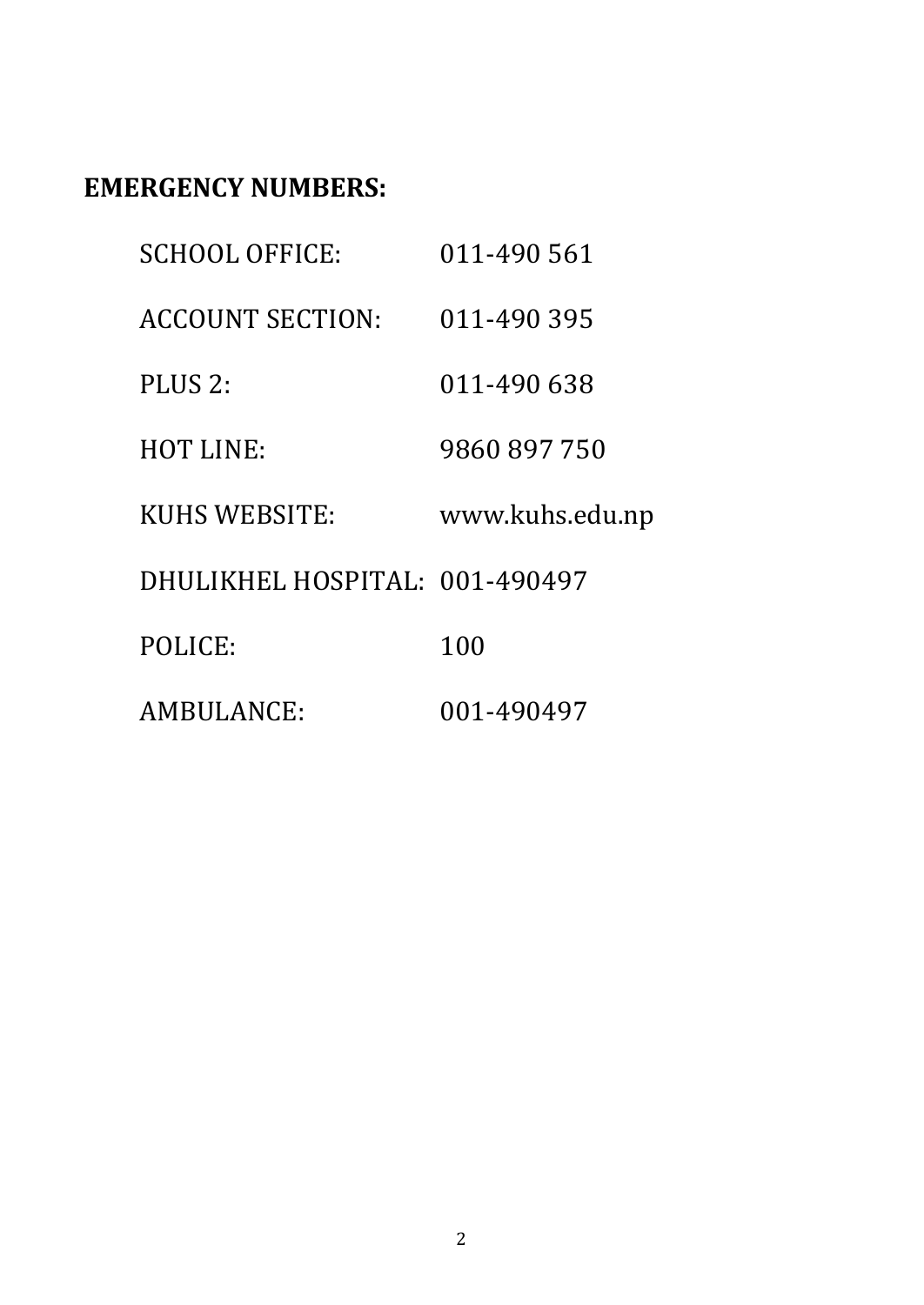**EMERGENCY NUMBERS:**

| | |
|---|---|
| SCHOOL OFFICE: | 011-490 561 |
| ACCOUNT SECTION: | 011-490 395 |
| PLUS 2: | 011-490 638 |
| HOT LINE: | 9860 897 750 |
| KUHS WEBSITE: | www.kuhs.edu.np |
| DHULIKHEL HOSPITAL: | 001-490497 |
| POLICE: | 100 |
| AMBULANCE: | 001-490497 |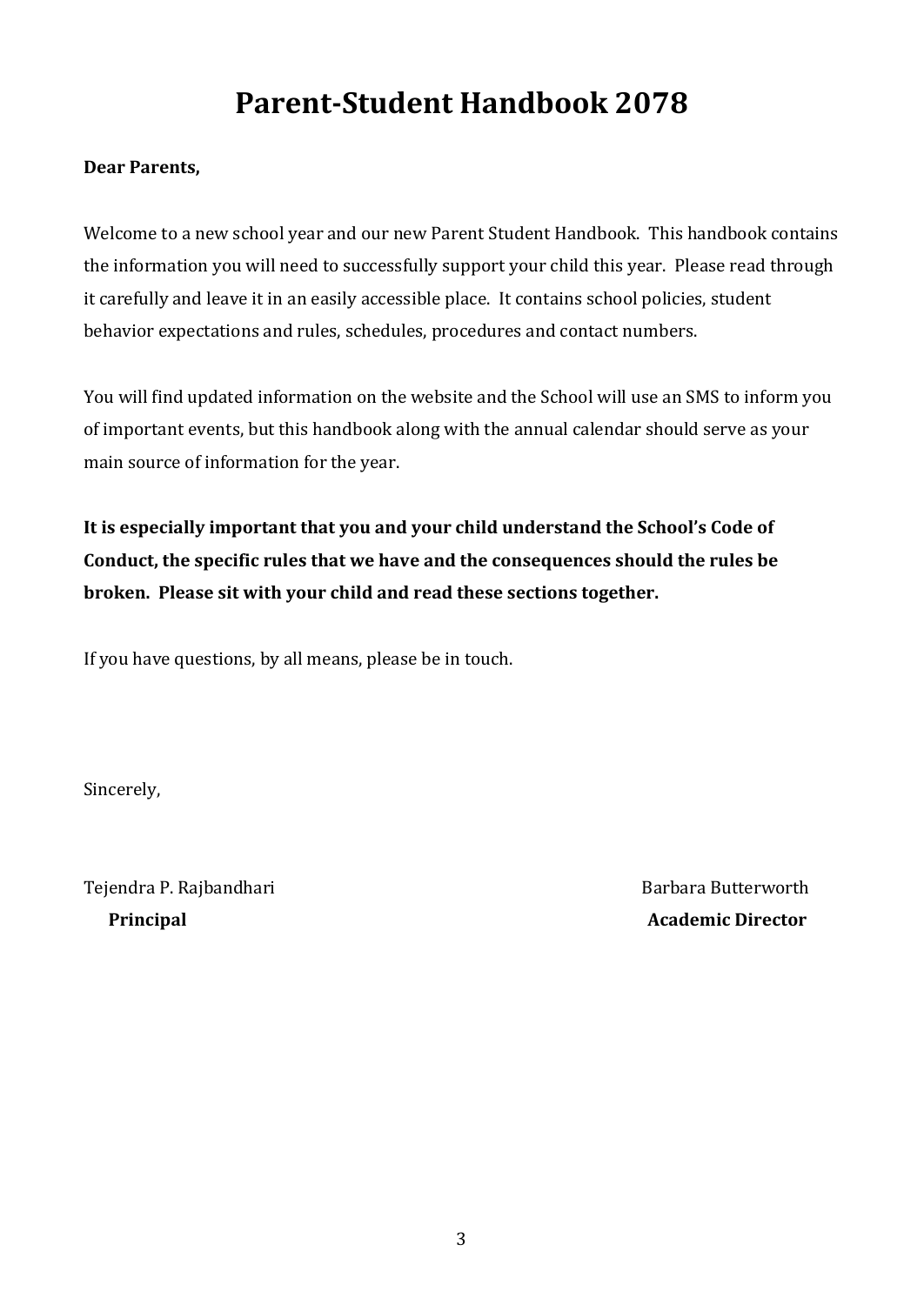# Parent-Student Handbook 2078

**Dear Parents,**

Welcome to a new school year and our new Parent Student Handbook. This handbook contains the information you will need to successfully support your child this year. Please read through it carefully and leave it in an easily accessible place. It contains school policies, student behavior expectations and rules, schedules, procedures and contact numbers.

You will find updated information on the website and the School will use an SMS to inform you of important events, but this handbook along with the annual calendar should serve as your main source of information for the year.

**It is especially important that you and your child understand the School's Code of Conduct, the specific rules that we have and the consequences should the rules be broken. Please sit with your child and read these sections together.**

If you have questions, by all means, please be in touch.

Sincerely,

Tejendra P. Rajbandhari
**Principal**

Barbara Butterworth
**Academic Director**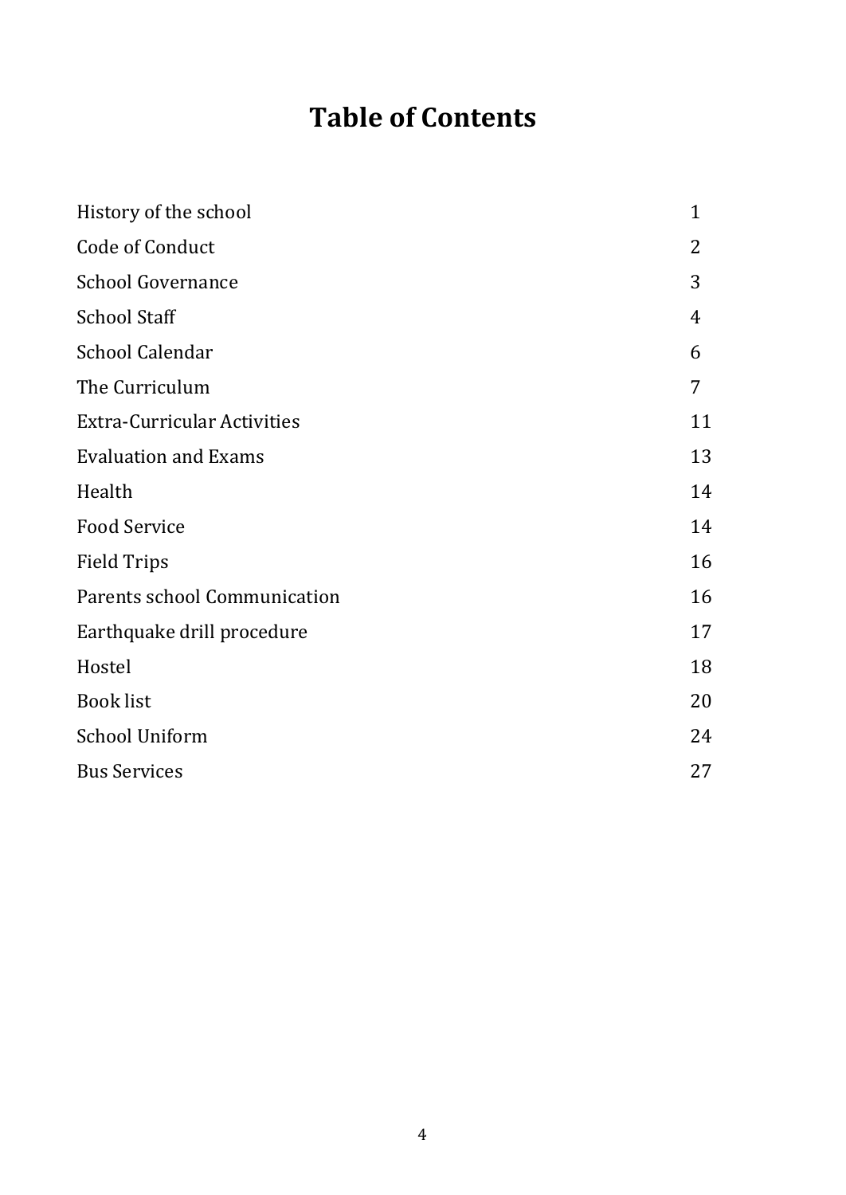# Table of Contents

| | |
|---|---|
| History of the school | 1 |
| Code of Conduct | 2 |
| School Governance | 3 |
| School Staff | 4 |
| School Calendar | 6 |
| The Curriculum | 7 |
| Extra-Curricular Activities | 11 |
| Evaluation and Exams | 13 |
| Health | 14 |
| Food Service | 14 |
| Field Trips | 16 |
| Parents school Communication | 16 |
| Earthquake drill procedure | 17 |
| Hostel | 18 |
| Book list | 20 |
| School Uniform | 24 |
| Bus Services | 27 |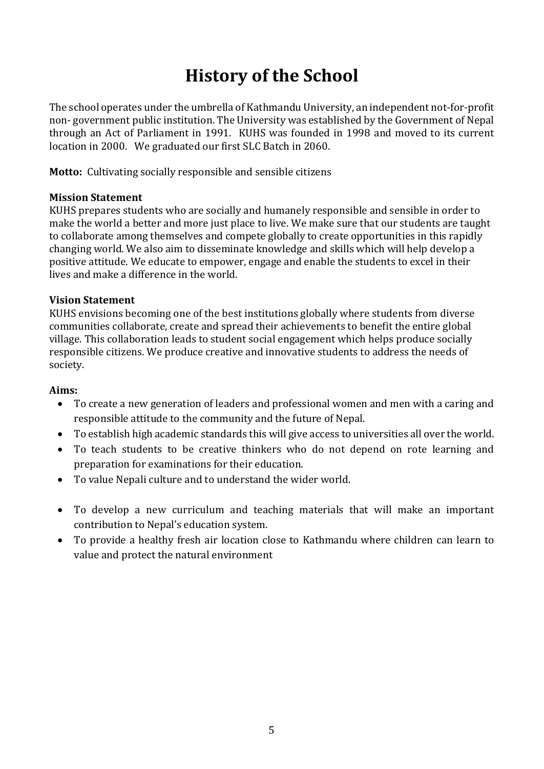# History of the School

The school operates under the umbrella of Kathmandu University, an independent not-for-profit non- government public institution. The University was established by the Government of Nepal through an Act of Parliament in 1991. KUHS was founded in 1998 and moved to its current location in 2000. We graduated our first SLC Batch in 2060.

**Motto:** Cultivating socially responsible and sensible citizens

**Mission Statement**

KUHS prepares students who are socially and humanely responsible and sensible in order to make the world a better and more just place to live. We make sure that our students are taught to collaborate among themselves and compete globally to create opportunities in this rapidly changing world. We also aim to disseminate knowledge and skills which will help develop a positive attitude. We educate to empower, engage and enable the students to excel in their lives and make a difference in the world.

**Vision Statement**

KUHS envisions becoming one of the best institutions globally where students from diverse communities collaborate, create and spread their achievements to benefit the entire global village. This collaboration leads to student social engagement which helps produce socially responsible citizens. We produce creative and innovative students to address the needs of society.

**Aims:**

- To create a new generation of leaders and professional women and men with a caring and responsible attitude to the community and the future of Nepal.
- To establish high academic standards this will give access to universities all over the world.
- To teach students to be creative thinkers who do not depend on rote learning and preparation for examinations for their education.
- To value Nepali culture and to understand the wider world.
- To develop a new curriculum and teaching materials that will make an important contribution to Nepal's education system.
- To provide a healthy fresh air location close to Kathmandu where children can learn to value and protect the natural environment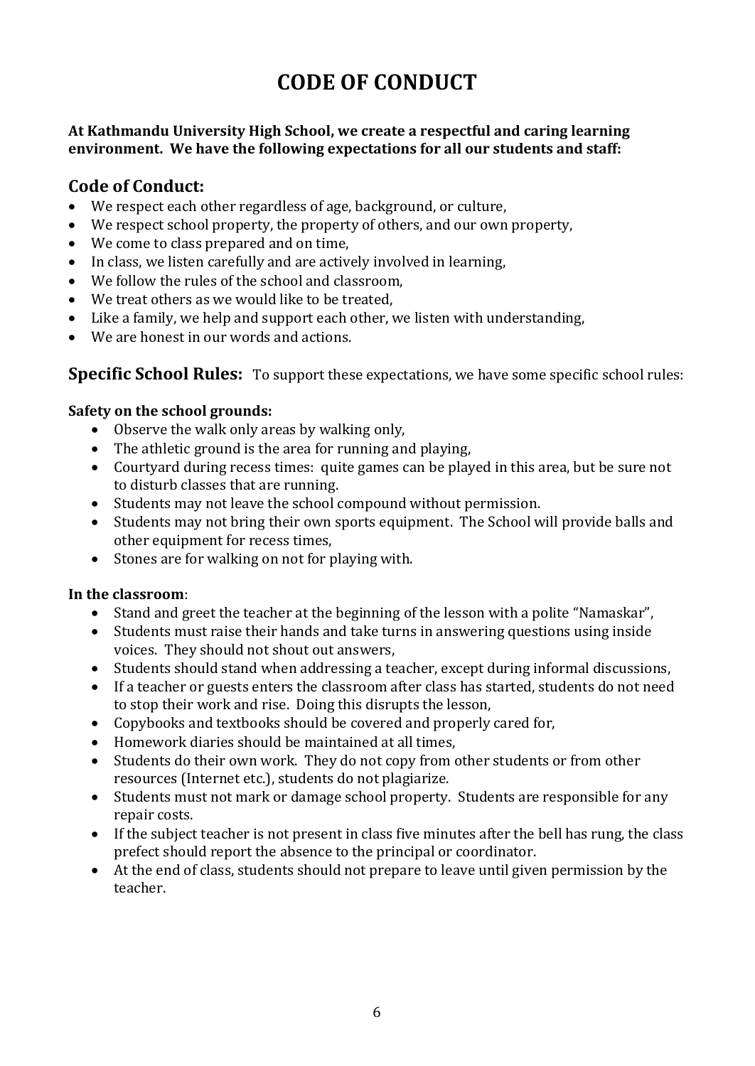# CODE OF CONDUCT

**At Kathmandu University High School, we create a respectful and caring learning environment. We have the following expectations for all our students and staff:**

## Code of Conduct:

- We respect each other regardless of age, background, or culture,
- We respect school property, the property of others, and our own property,
- We come to class prepared and on time,
- In class, we listen carefully and are actively involved in learning,
- We follow the rules of the school and classroom,
- We treat others as we would like to be treated,
- Like a family, we help and support each other, we listen with understanding,
- We are honest in our words and actions.

## Specific School Rules:

To support these expectations, we have some specific school rules:

**Safety on the school grounds:**

- Observe the walk only areas by walking only,
- The athletic ground is the area for running and playing,
- Courtyard during recess times: quite games can be played in this area, but be sure not to disturb classes that are running.
- Students may not leave the school compound without permission.
- Students may not bring their own sports equipment. The School will provide balls and other equipment for recess times,
- Stones are for walking on not for playing with.

**In the classroom**:

- Stand and greet the teacher at the beginning of the lesson with a polite "Namaskar",
- Students must raise their hands and take turns in answering questions using inside voices. They should not shout out answers,
- Students should stand when addressing a teacher, except during informal discussions,
- If a teacher or guests enters the classroom after class has started, students do not need to stop their work and rise. Doing this disrupts the lesson,
- Copybooks and textbooks should be covered and properly cared for,
- Homework diaries should be maintained at all times,
- Students do their own work. They do not copy from other students or from other resources (Internet etc.), students do not plagiarize.
- Students must not mark or damage school property. Students are responsible for any repair costs.
- If the subject teacher is not present in class five minutes after the bell has rung, the class prefect should report the absence to the principal or coordinator.
- At the end of class, students should not prepare to leave until given permission by the teacher.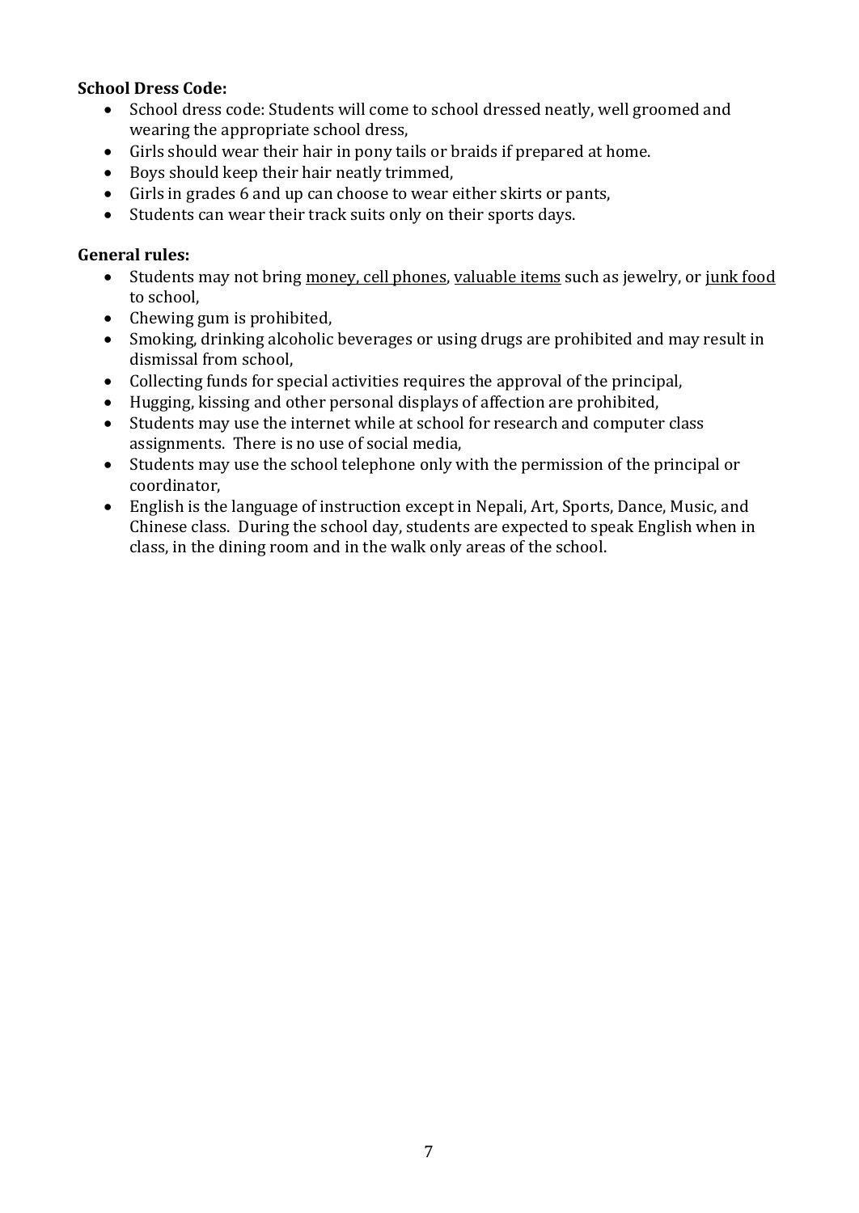**School Dress Code:**

- School dress code: Students will come to school dressed neatly, well groomed and wearing the appropriate school dress,
- Girls should wear their hair in pony tails or braids if prepared at home.
- Boys should keep their hair neatly trimmed,
- Girls in grades 6 and up can choose to wear either skirts or pants,
- Students can wear their track suits only on their sports days.

**General rules:**

- Students may not bring <u>money, cell phones</u>, <u>valuable items</u> such as jewelry, or <u>junk food</u> to school,
- Chewing gum is prohibited,
- Smoking, drinking alcoholic beverages or using drugs are prohibited and may result in dismissal from school,
- Collecting funds for special activities requires the approval of the principal,
- Hugging, kissing and other personal displays of affection are prohibited,
- Students may use the internet while at school for research and computer class assignments. There is no use of social media,
- Students may use the school telephone only with the permission of the principal or coordinator,
- English is the language of instruction except in Nepali, Art, Sports, Dance, Music, and Chinese class. During the school day, students are expected to speak English when in class, in the dining room and in the walk only areas of the school.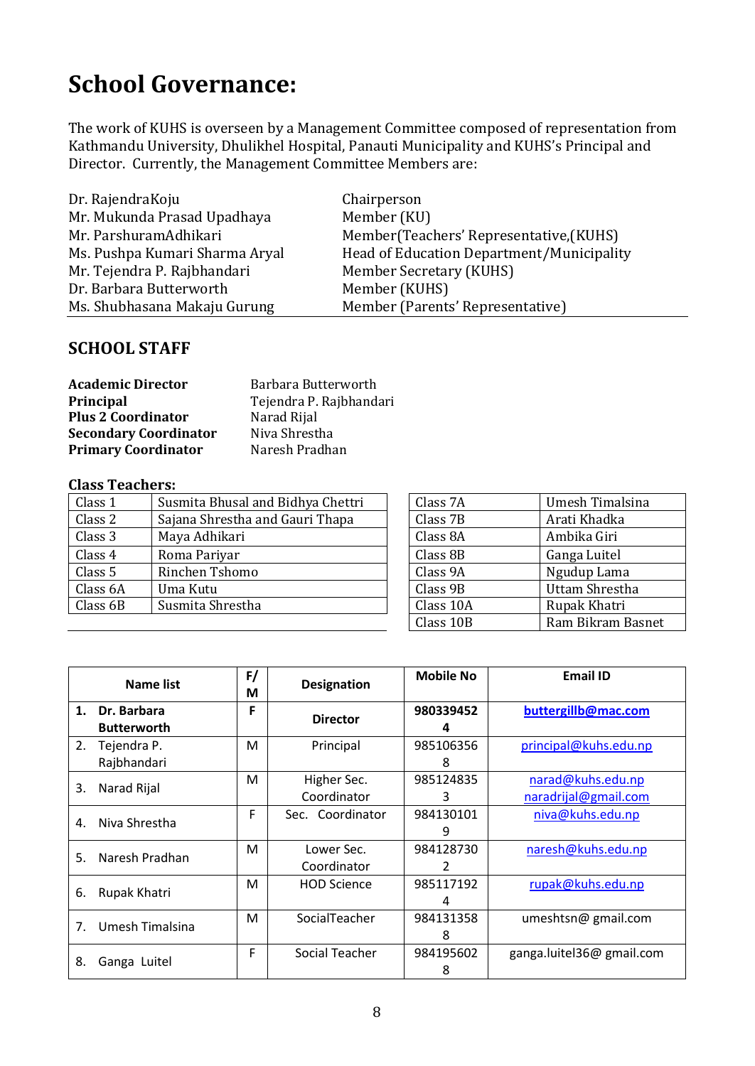# School Governance:

The work of KUHS is overseen by a Management Committee composed of representation from Kathmandu University, Dhulikhel Hospital, Panauti Municipality and KUHS's Principal and Director. Currently, the Management Committee Members are:

| | |
|---|---|
| Dr. RajendraKoju | Chairperson |
| Mr. Mukunda Prasad Upadhaya | Member (KU) |
| Mr. ParshuramAdhikari | Member(Teachers' Representative,(KUHS) |
| Ms. Pushpa Kumari Sharma Aryal | Head of Education Department/Municipality |
| Mr. Tejendra P. Rajbhandari | Member Secretary (KUHS) |
| Dr. Barbara Butterworth | Member (KUHS) |
| Ms. Shubhasana Makaju Gurung | Member (Parents' Representative) |

## SCHOOL STAFF

| | |
|---|---|
| **Academic Director** | Barbara Butterworth |
| **Principal** | Tejendra P. Rajbhandari |
| **Plus 2 Coordinator** | Narad Rijal |
| **Secondary Coordinator** | Niva Shrestha |
| **Primary Coordinator** | Naresh Pradhan |

### Class Teachers:

| Class | Teacher |
|---|---|
| Class 1 | Susmita Bhusal and Bidhya Chettri |
| Class 2 | Sajana Shrestha and Gauri Thapa |
| Class 3 | Maya Adhikari |
| Class 4 | Roma Pariyar |
| Class 5 | Rinchen Tshomo |
| Class 6A | Uma Kutu |
| Class 6B | Susmita Shrestha |
| Class 7A | Umesh Timalsina |
| Class 7B | Arati Khadka |
| Class 8A | Ambika Giri |
| Class 8B | Ganga Luitel |
| Class 9A | Ngudup Lama |
| Class 9B | Uttam Shrestha |
| Class 10A | Rupak Khatri |
| Class 10B | Ram Bikram Basnet |

| Name list | F/M | Designation | Mobile No | Email ID |
|---|---|---|---|---|
| **1. Dr. Barbara Butterworth** | **F** | **Director** | **9803394524** | **buttergillb@mac.com** |
| 2. Tejendra P. Rajbhandari | M | Principal | 9851063568 | principal@kuhs.edu.np |
| 3. Narad Rijal | M | Higher Sec. Coordinator | 9851248353 | narad@kuhs.edu.np naradrijal@gmail.com |
| 4. Niva Shrestha | F | Sec. Coordinator | 9841301019 | niva@kuhs.edu.np |
| 5. Naresh Pradhan | M | Lower Sec. Coordinator | 9841287302 | naresh@kuhs.edu.np |
| 6. Rupak Khatri | M | HOD Science | 9851171924 | rupak@kuhs.edu.np |
| 7. Umesh Timalsina | M | SocialTeacher | 9841313588 | umeshtsn@ gmail.com |
| 8. Ganga Luitel | F | Social Teacher | 9841956028 | ganga.luitel36@ gmail.com |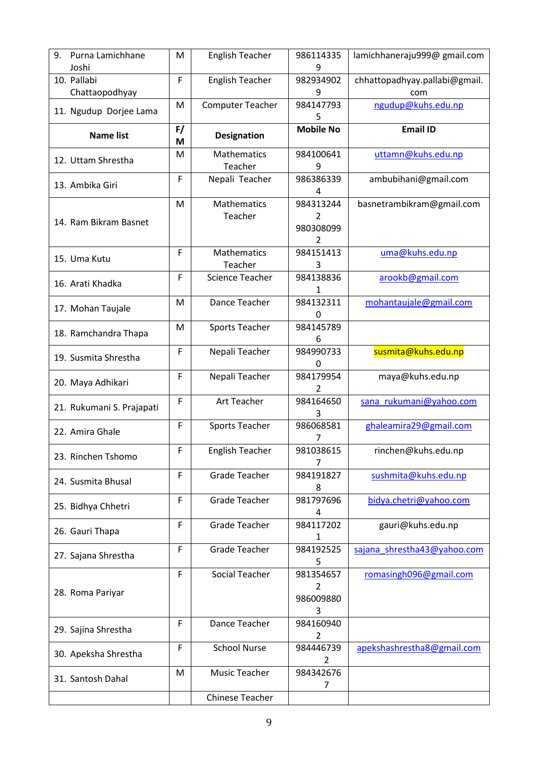| 9. Purna Lamichhane Joshi | M | English Teacher | 9861143359 | lamichhaneraju999@ gmail.com |
|---|---|---|---|---|
| 10. Pallabi Chattaopodhyay | F | English Teacher | 9829349029 | chhattopadhyay.pallabi@gmail.com |
| 11. Ngudup Dorjee Lama | M | Computer Teacher | 9841477935 | ngudup@kuhs.edu.np |
| **Name list** | **F/M** | **Designation** | **Mobile No** | **Email ID** |
| 12. Uttam Shrestha | M | Mathematics Teacher | 9841006419 | uttamn@kuhs.edu.np |
| 13. Ambika Giri | F | Nepali Teacher | 9863863394 | ambubihani@gmail.com |
| 14. Ram Bikram Basnet | M | Mathematics Teacher | 9843132442 9803080992 | basnetrambikram@gmail.com |
| 15. Uma Kutu | F | Mathematics Teacher | 9841514133 | uma@kuhs.edu.np |
| 16. Arati Khadka | F | Science Teacher | 9841388361 | arookb@gmail.com |
| 17. Mohan Taujale | M | Dance Teacher | 9841323110 | mohantaujale@gmail.com |
| 18. Ramchandra Thapa | M | Sports Teacher | 9841457896 | |
| 19. Susmita Shrestha | F | Nepali Teacher | 9849907330 | susmita@kuhs.edu.np |
| 20. Maya Adhikari | F | Nepali Teacher | 9841799542 | maya@kuhs.edu.np |
| 21. Rukumani S. Prajapati | F | Art Teacher | 9841646503 | sana_rukumani@yahoo.com |
| 22. Amira Ghale | F | Sports Teacher | 9860685817 | ghaleamira29@gmail.com |
| 23. Rinchen Tshomo | F | English Teacher | 9810386157 | rinchen@kuhs.edu.np |
| 24. Susmita Bhusal | F | Grade Teacher | 9841918278 | sushmita@kuhs.edu.np |
| 25. Bidhya Chhetri | F | Grade Teacher | 9817976964 | bidya.chetri@yahoo.com |
| 26. Gauri Thapa | F | Grade Teacher | 9841172021 | gauri@kuhs.edu.np |
| 27. Sajana Shrestha | F | Grade Teacher | 9841925255 | sajana_shrestha43@yahoo.com |
| 28. Roma Pariyar | F | Social Teacher | 9813546572 9860098803 | romasingh096@gmail.com |
| 29. Sajina Shrestha | F | Dance Teacher | 9841609402 | |
| 30. Apeksha Shrestha | F | School Nurse | 9844467392 | apekshashrestha8@gmail.com |
| 31. Santosh Dahal | M | Music Teacher | 9843426767 | |
| | | Chinese Teacher | | |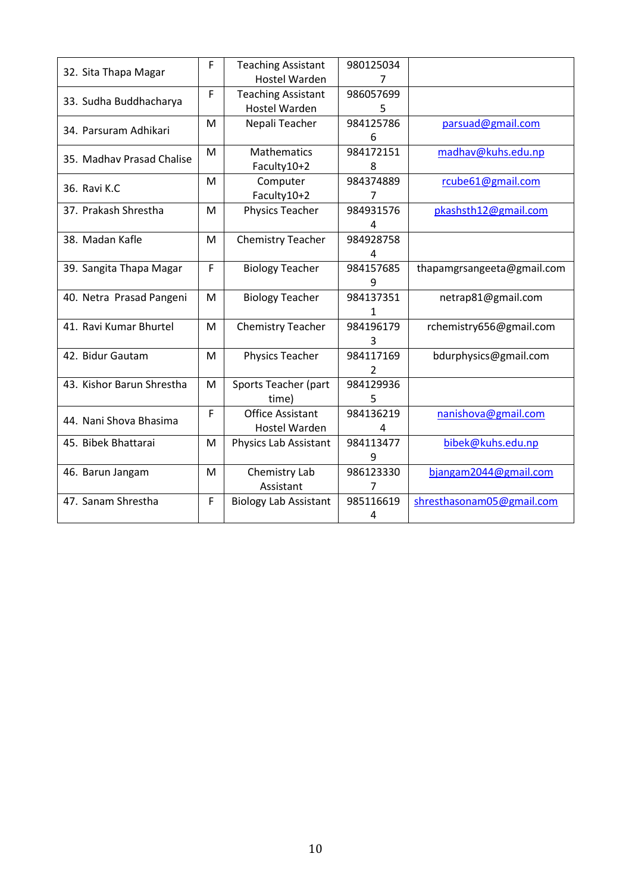| 32. Sita Thapa Magar | F | Teaching Assistant Hostel Warden | 9801250347 | |
|---|---|---|---|---|
| 33. Sudha Buddhacharya | F | Teaching Assistant Hostel Warden | 9860576995 | |
| 34. Parsuram Adhikari | M | Nepali Teacher | 9841257866 | parsuad@gmail.com |
| 35. Madhav Prasad Chalise | M | Mathematics Faculty10+2 | 9841721518 | madhav@kuhs.edu.np |
| 36. Ravi K.C | M | Computer Faculty10+2 | 9843748897 | rcube61@gmail.com |
| 37. Prakash Shrestha | M | Physics Teacher | 9849315764 | pkashsth12@gmail.com |
| 38. Madan Kafle | M | Chemistry Teacher | 9849287584 | |
| 39. Sangita Thapa Magar | F | Biology Teacher | 9841576859 | thapamgrsangeeta@gmail.com |
| 40. Netra Prasad Pangeni | M | Biology Teacher | 9841373511 | netrap81@gmail.com |
| 41. Ravi Kumar Bhurtel | M | Chemistry Teacher | 9841961793 | rchemistry656@gmail.com |
| 42. Bidur Gautam | M | Physics Teacher | 9841171692 | bdurphysics@gmail.com |
| 43. Kishor Barun Shrestha | M | Sports Teacher (part time) | 9841299365 | |
| 44. Nani Shova Bhasima | F | Office Assistant Hostel Warden | 9841362194 | nanishova@gmail.com |
| 45. Bibek Bhattarai | M | Physics Lab Assistant | 9841134779 | bibek@kuhs.edu.np |
| 46. Barun Jangam | M | Chemistry Lab Assistant | 9861233307 | bjangam2044@gmail.com |
| 47. Sanam Shrestha | F | Biology Lab Assistant | 9851166194 | shresthasonam05@gmail.com |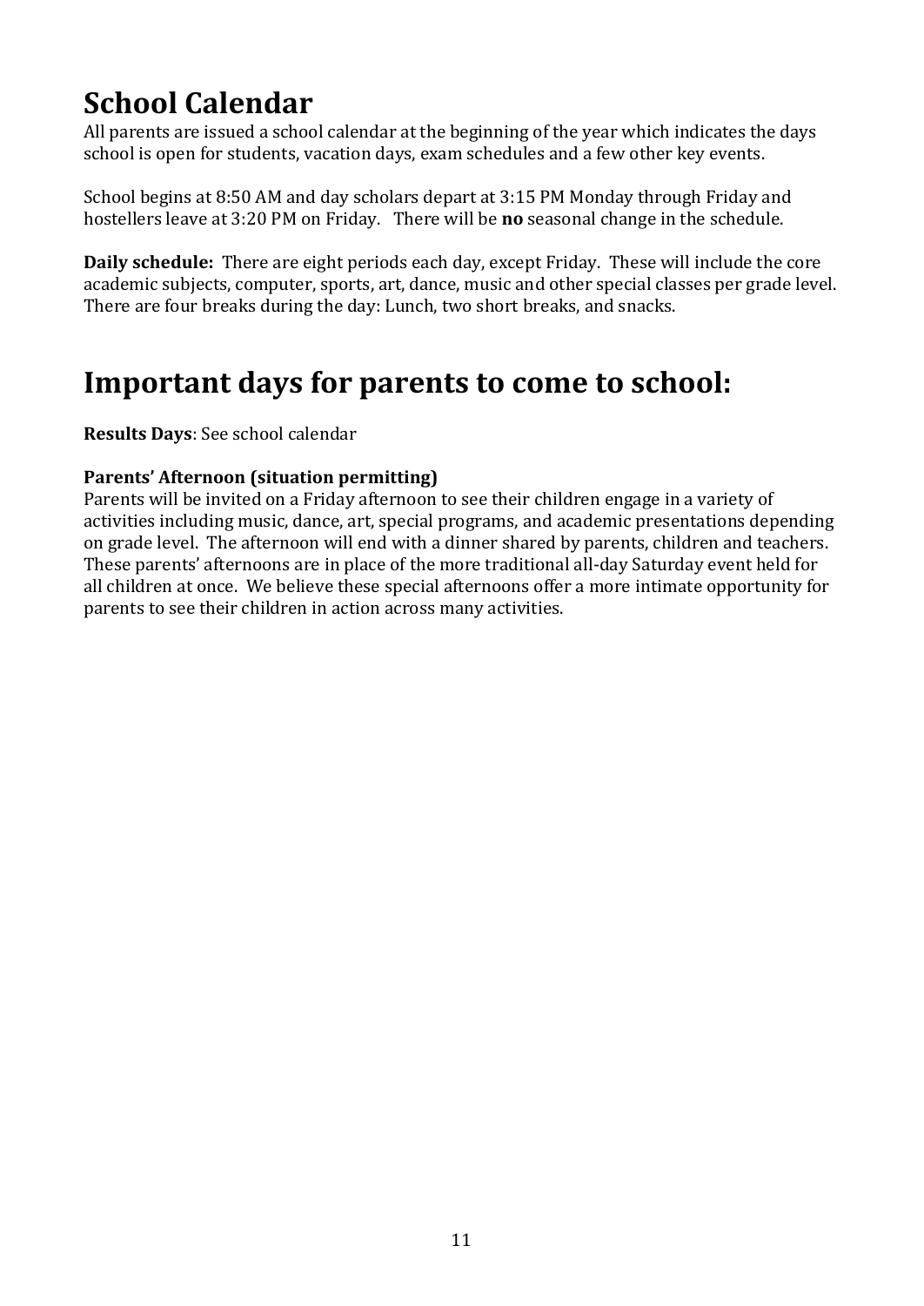# School Calendar

All parents are issued a school calendar at the beginning of the year which indicates the days school is open for students, vacation days, exam schedules and a few other key events.

School begins at 8:50 AM and day scholars depart at 3:15 PM Monday through Friday and hostellers leave at 3:20 PM on Friday. There will be **no** seasonal change in the schedule.

**Daily schedule:** There are eight periods each day, except Friday. These will include the core academic subjects, computer, sports, art, dance, music and other special classes per grade level. There are four breaks during the day: Lunch, two short breaks, and snacks.

# Important days for parents to come to school:

**Results Days**: See school calendar

**Parents' Afternoon (situation permitting)**
Parents will be invited on a Friday afternoon to see their children engage in a variety of activities including music, dance, art, special programs, and academic presentations depending on grade level. The afternoon will end with a dinner shared by parents, children and teachers. These parents' afternoons are in place of the more traditional all-day Saturday event held for all children at once. We believe these special afternoons offer a more intimate opportunity for parents to see their children in action across many activities.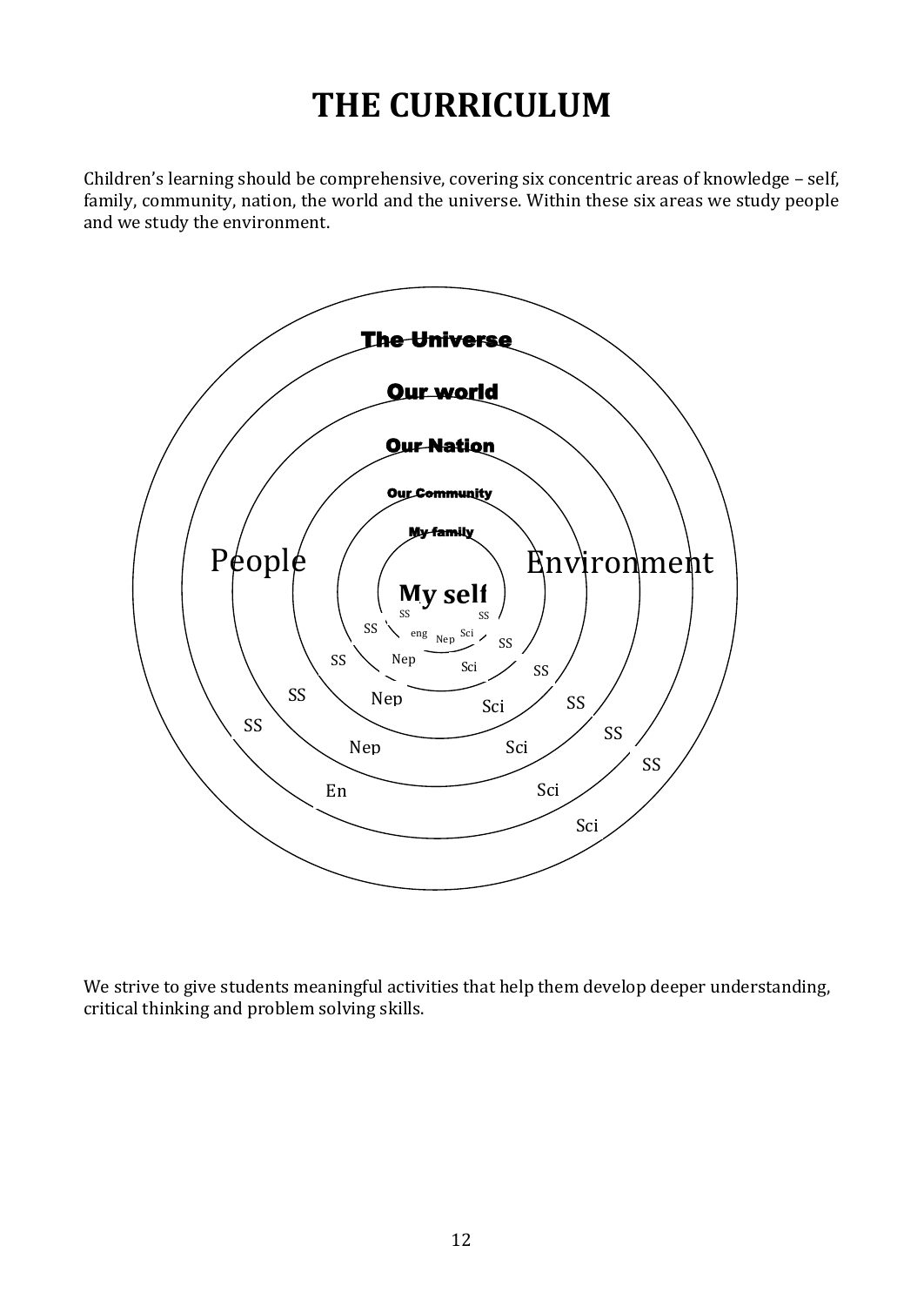# THE CURRICULUM

Children's learning should be comprehensive, covering six concentric areas of knowledge – self, family, community, nation, the world and the universe. Within these six areas we study people and we study the environment.

The Universe

Our world

Our Nation

Our Community

My family

People

Environment

My self

SS SS

SS eng Nep Sci SS

SS Nep Sci SS

SS Nep Sci SS

SS SS

Nep Sci

SS

En Sci

Sci

We strive to give students meaningful activities that help them develop deeper understanding, critical thinking and problem solving skills.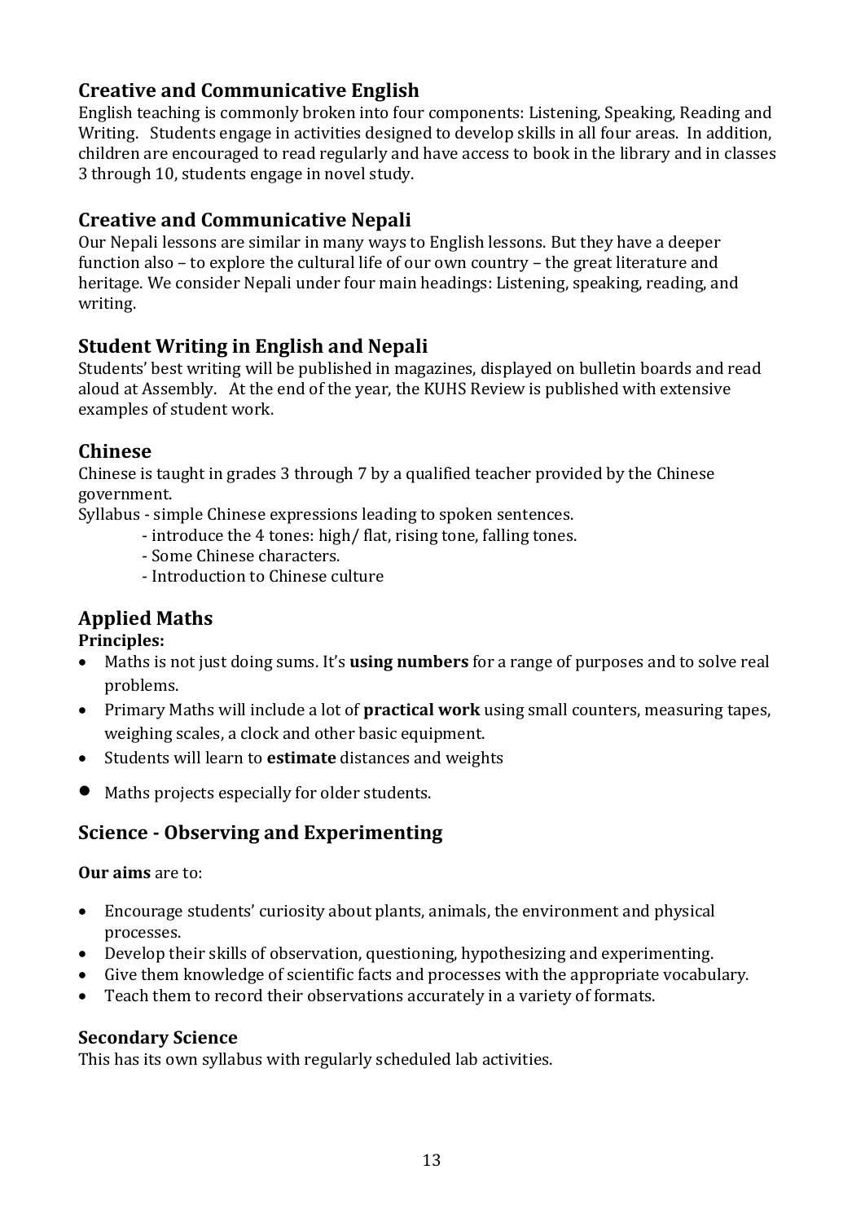## Creative and Communicative English

English teaching is commonly broken into four components: Listening, Speaking, Reading and Writing. Students engage in activities designed to develop skills in all four areas. In addition, children are encouraged to read regularly and have access to book in the library and in classes 3 through 10, students engage in novel study.

## Creative and Communicative Nepali

Our Nepali lessons are similar in many ways to English lessons. But they have a deeper function also – to explore the cultural life of our own country – the great literature and heritage. We consider Nepali under four main headings: Listening, speaking, reading, and writing.

## Student Writing in English and Nepali

Students' best writing will be published in magazines, displayed on bulletin boards and read aloud at Assembly. At the end of the year, the KUHS Review is published with extensive examples of student work.

## Chinese

Chinese is taught in grades 3 through 7 by a qualified teacher provided by the Chinese government.

Syllabus - simple Chinese expressions leading to spoken sentences.

- introduce the 4 tones: high/ flat, rising tone, falling tones.
- Some Chinese characters.
- Introduction to Chinese culture

## Applied Maths

**Principles:**

- Maths is not just doing sums. It's **using numbers** for a range of purposes and to solve real problems.
- Primary Maths will include a lot of **practical work** using small counters, measuring tapes, weighing scales, a clock and other basic equipment.
- Students will learn to **estimate** distances and weights
- Maths projects especially for older students.

## Science - Observing and Experimenting

**Our aims** are to:

- Encourage students' curiosity about plants, animals, the environment and physical processes.
- Develop their skills of observation, questioning, hypothesizing and experimenting.
- Give them knowledge of scientific facts and processes with the appropriate vocabulary.
- Teach them to record their observations accurately in a variety of formats.

### Secondary Science

This has its own syllabus with regularly scheduled lab activities.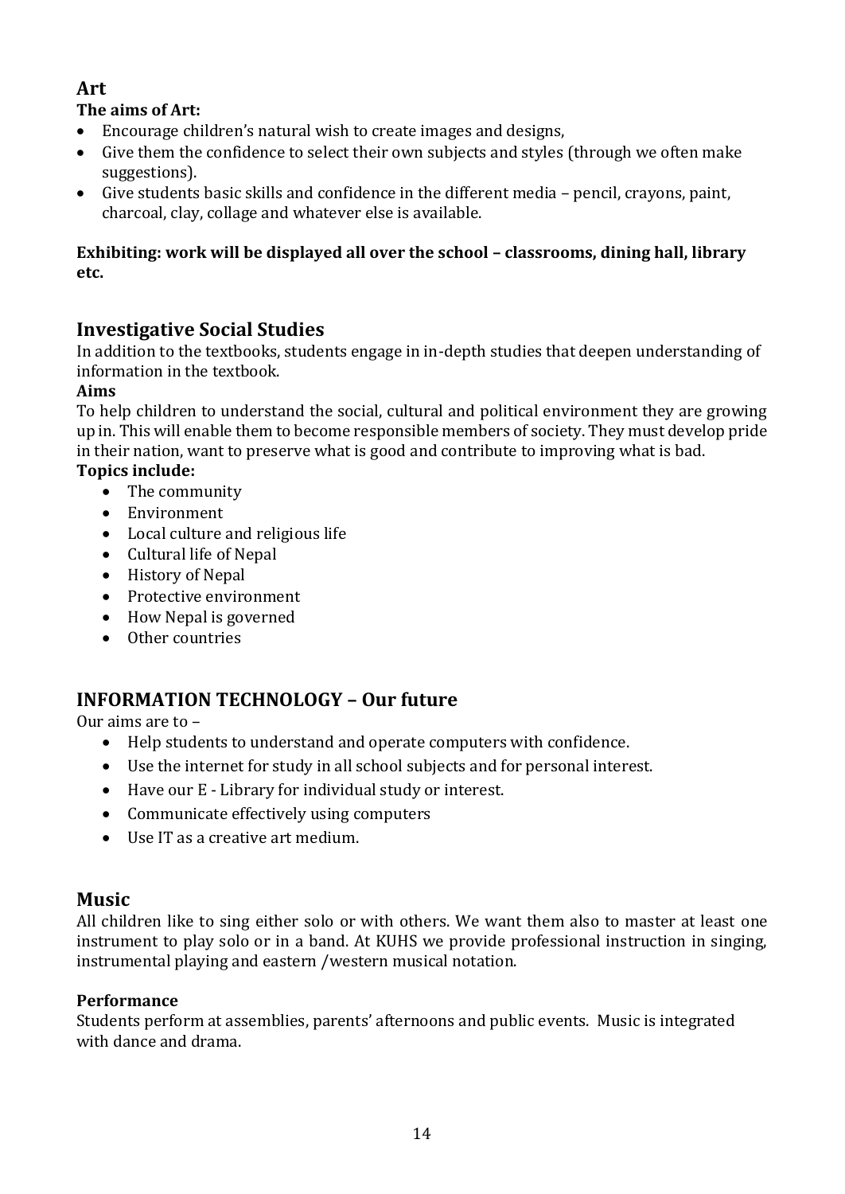## Art

**The aims of Art:**

- Encourage children's natural wish to create images and designs,
- Give them the confidence to select their own subjects and styles (through we often make suggestions).
- Give students basic skills and confidence in the different media – pencil, crayons, paint, charcoal, clay, collage and whatever else is available.

**Exhibiting: work will be displayed all over the school – classrooms, dining hall, library etc.**

## Investigative Social Studies

In addition to the textbooks, students engage in in-depth studies that deepen understanding of information in the textbook.

**Aims**

To help children to understand the social, cultural and political environment they are growing up in. This will enable them to become responsible members of society. They must develop pride in their nation, want to preserve what is good and contribute to improving what is bad.

**Topics include:**

- The community
- Environment
- Local culture and religious life
- Cultural life of Nepal
- History of Nepal
- Protective environment
- How Nepal is governed
- Other countries

## INFORMATION TECHNOLOGY – Our future

Our aims are to –

- Help students to understand and operate computers with confidence.
- Use the internet for study in all school subjects and for personal interest.
- Have our E - Library for individual study or interest.
- Communicate effectively using computers
- Use IT as a creative art medium.

## Music

All children like to sing either solo or with others. We want them also to master at least one instrument to play solo or in a band. At KUHS we provide professional instruction in singing, instrumental playing and eastern /western musical notation.

**Performance**

Students perform at assemblies, parents' afternoons and public events. Music is integrated with dance and drama.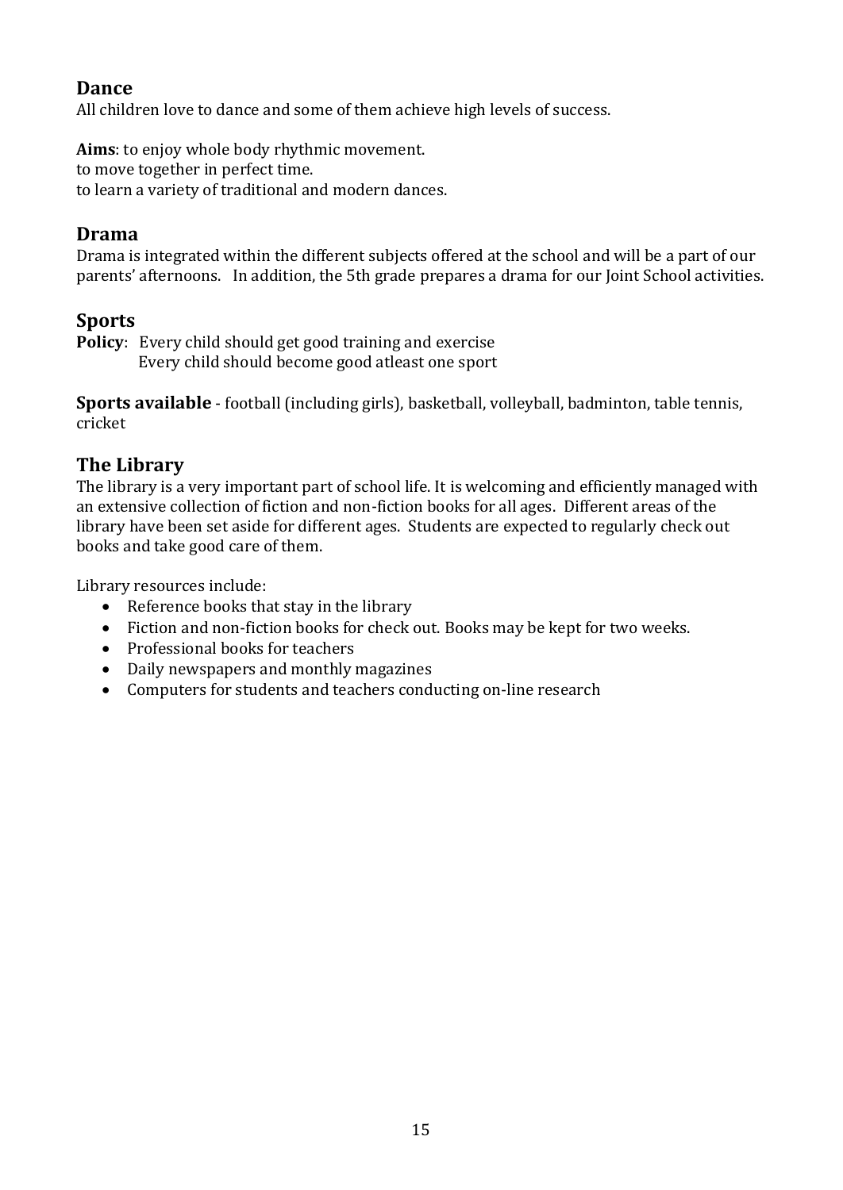## Dance

All children love to dance and some of them achieve high levels of success.

**Aims**: to enjoy whole body rhythmic movement.
to move together in perfect time.
to learn a variety of traditional and modern dances.

## Drama

Drama is integrated within the different subjects offered at the school and will be a part of our parents' afternoons. In addition, the 5th grade prepares a drama for our Joint School activities.

## Sports

**Policy**: Every child should get good training and exercise
Every child should become good atleast one sport

**Sports available** - football (including girls), basketball, volleyball, badminton, table tennis, cricket

## The Library

The library is a very important part of school life. It is welcoming and efficiently managed with an extensive collection of fiction and non-fiction books for all ages. Different areas of the library have been set aside for different ages. Students are expected to regularly check out books and take good care of them.

Library resources include:

- Reference books that stay in the library
- Fiction and non-fiction books for check out. Books may be kept for two weeks.
- Professional books for teachers
- Daily newspapers and monthly magazines
- Computers for students and teachers conducting on-line research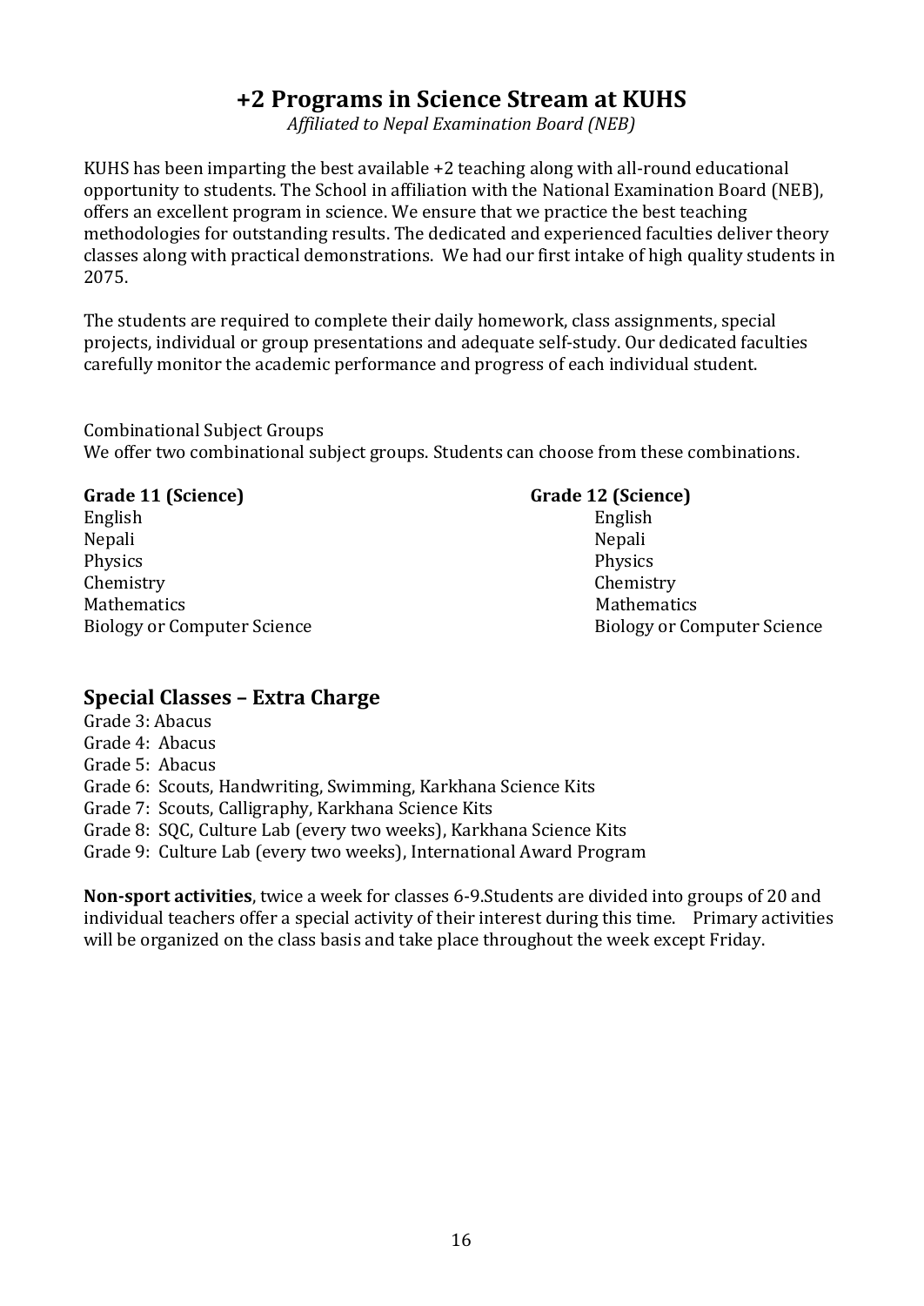# +2 Programs in Science Stream at KUHS

*Affiliated to Nepal Examination Board (NEB)*

KUHS has been imparting the best available +2 teaching along with all-round educational opportunity to students. The School in affiliation with the National Examination Board (NEB), offers an excellent program in science. We ensure that we practice the best teaching methodologies for outstanding results. The dedicated and experienced faculties deliver theory classes along with practical demonstrations. We had our first intake of high quality students in 2075.

The students are required to complete their daily homework, class assignments, special projects, individual or group presentations and adequate self-study. Our dedicated faculties carefully monitor the academic performance and progress of each individual student.

Combinational Subject Groups

We offer two combinational subject groups. Students can choose from these combinations.

| **Grade 11 (Science)** | **Grade 12 (Science)** |
| --- | --- |
| English | English |
| Nepali | Nepali |
| Physics | Physics |
| Chemistry | Chemistry |
| Mathematics | Mathematics |
| Biology or Computer Science | Biology or Computer Science |

## Special Classes – Extra Charge

Grade 3: Abacus
Grade 4: Abacus
Grade 5: Abacus
Grade 6: Scouts, Handwriting, Swimming, Karkhana Science Kits
Grade 7: Scouts, Calligraphy, Karkhana Science Kits
Grade 8: SQC, Culture Lab (every two weeks), Karkhana Science Kits
Grade 9: Culture Lab (every two weeks), International Award Program

**Non-sport activities**, twice a week for classes 6-9.Students are divided into groups of 20 and individual teachers offer a special activity of their interest during this time. Primary activities will be organized on the class basis and take place throughout the week except Friday.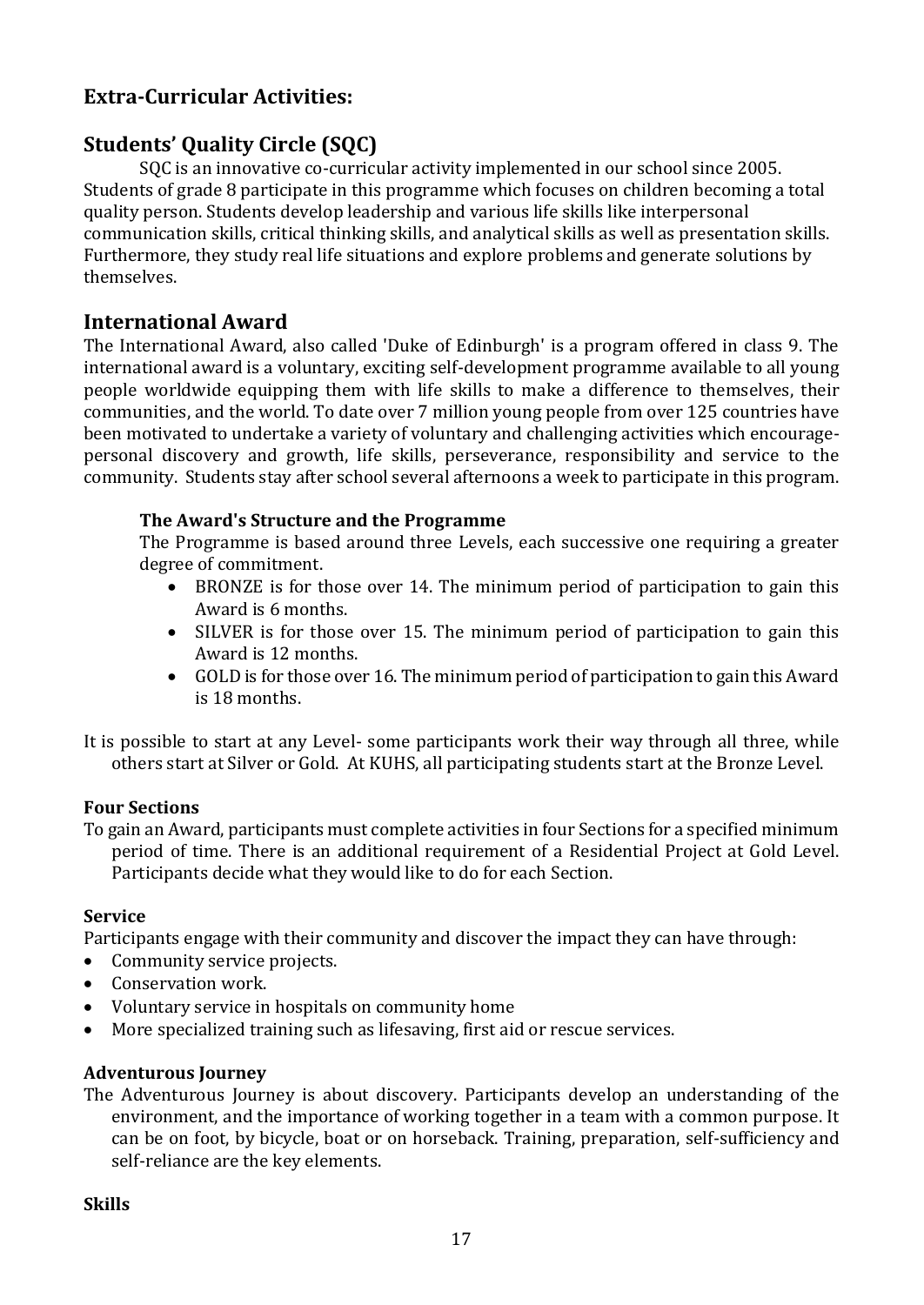## Extra-Curricular Activities:

## Students' Quality Circle (SQC)

SQC is an innovative co-curricular activity implemented in our school since 2005. Students of grade 8 participate in this programme which focuses on children becoming a total quality person. Students develop leadership and various life skills like interpersonal communication skills, critical thinking skills, and analytical skills as well as presentation skills. Furthermore, they study real life situations and explore problems and generate solutions by themselves.

## International Award

The International Award, also called 'Duke of Edinburgh' is a program offered in class 9. The international award is a voluntary, exciting self-development programme available to all young people worldwide equipping them with life skills to make a difference to themselves, their communities, and the world. To date over 7 million young people from over 125 countries have been motivated to undertake a variety of voluntary and challenging activities which encourage- personal discovery and growth, life skills, perseverance, responsibility and service to the community. Students stay after school several afternoons a week to participate in this program.

### The Award's Structure and the Programme

The Programme is based around three Levels, each successive one requiring a greater degree of commitment.

- BRONZE is for those over 14. The minimum period of participation to gain this Award is 6 months.
- SILVER is for those over 15. The minimum period of participation to gain this Award is 12 months.
- GOLD is for those over 16. The minimum period of participation to gain this Award is 18 months.

It is possible to start at any Level- some participants work their way through all three, while others start at Silver or Gold. At KUHS, all participating students start at the Bronze Level.

### Four Sections

To gain an Award, participants must complete activities in four Sections for a specified minimum period of time. There is an additional requirement of a Residential Project at Gold Level. Participants decide what they would like to do for each Section.

### Service

Participants engage with their community and discover the impact they can have through:

- Community service projects.
- Conservation work.
- Voluntary service in hospitals on community home
- More specialized training such as lifesaving, first aid or rescue services.

### Adventurous Journey

The Adventurous Journey is about discovery. Participants develop an understanding of the environment, and the importance of working together in a team with a common purpose. It can be on foot, by bicycle, boat or on horseback. Training, preparation, self-sufficiency and self-reliance are the key elements.

### Skills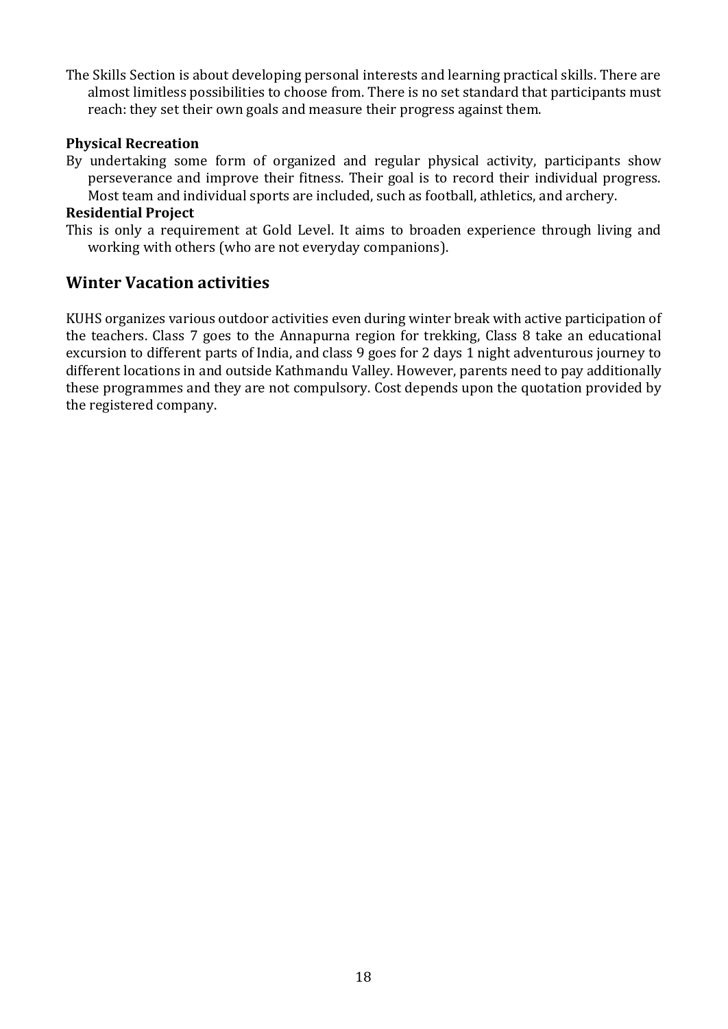The Skills Section is about developing personal interests and learning practical skills. There are almost limitless possibilities to choose from. There is no set standard that participants must reach: they set their own goals and measure their progress against them.

**Physical Recreation**

By undertaking some form of organized and regular physical activity, participants show perseverance and improve their fitness. Their goal is to record their individual progress. Most team and individual sports are included, such as football, athletics, and archery.

**Residential Project**

This is only a requirement at Gold Level. It aims to broaden experience through living and working with others (who are not everyday companions).

## Winter Vacation activities

KUHS organizes various outdoor activities even during winter break with active participation of the teachers. Class 7 goes to the Annapurna region for trekking, Class 8 take an educational excursion to different parts of India, and class 9 goes for 2 days 1 night adventurous journey to different locations in and outside Kathmandu Valley. However, parents need to pay additionally these programmes and they are not compulsory. Cost depends upon the quotation provided by the registered company.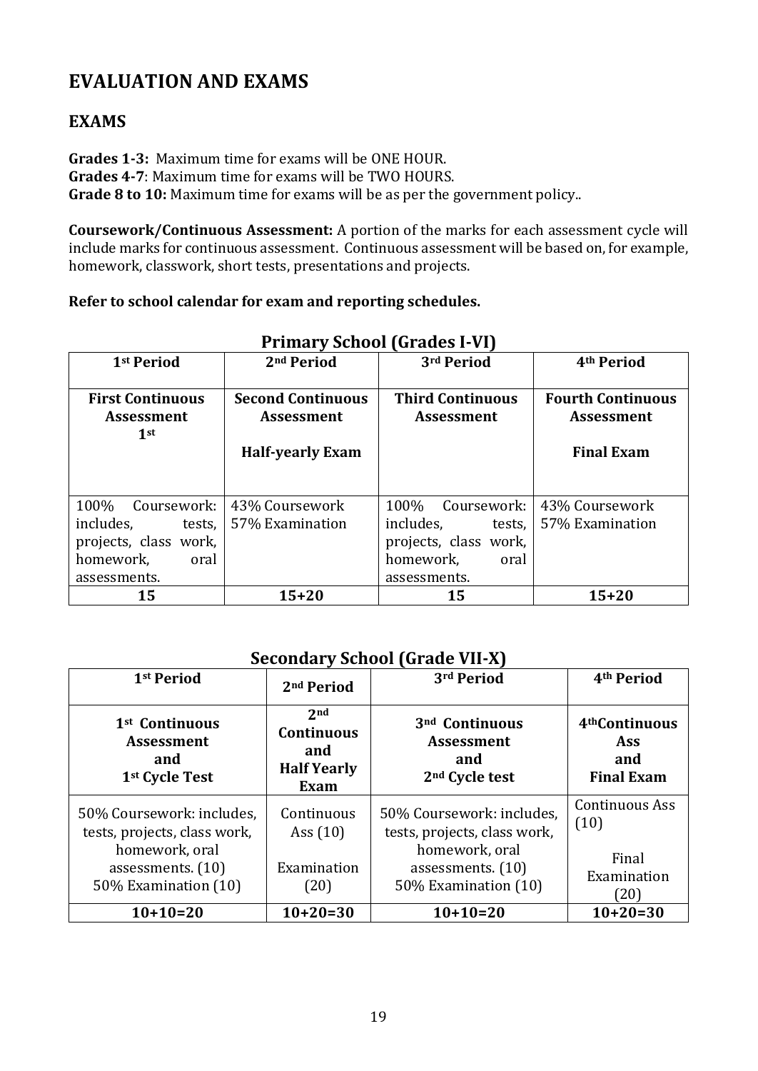# EVALUATION AND EXAMS

## EXAMS

**Grades 1-3:** Maximum time for exams will be ONE HOUR.
**Grades 4-7**: Maximum time for exams will be TWO HOURS.
**Grade 8 to 10:** Maximum time for exams will be as per the government policy..

**Coursework/Continuous Assessment:** A portion of the marks for each assessment cycle will include marks for continuous assessment. Continuous assessment will be based on, for example, homework, classwork, short tests, presentations and projects.

**Refer to school calendar for exam and reporting schedules.**

### Primary School (Grades I-VI)

| 1st Period | 2nd Period | 3rd Period | 4th Period |
|---|---|---|---|
| **First Continuous Assessment 1st** | **Second Continuous Assessment**<br>**Half-yearly Exam** | **Third Continuous Assessment** | **Fourth Continuous Assessment**<br>**Final Exam** |
| 100% Coursework: includes, tests, projects, class work, homework, oral assessments. | 43% Coursework<br>57% Examination | 100% Coursework: includes, tests, projects, class work, homework, oral assessments. | 43% Coursework<br>57% Examination |
| **15** | **15+20** | **15** | **15+20** |

### Secondary School (Grade VII-X)

| 1st Period | 2nd Period | 3rd Period | 4th Period |
|---|---|---|---|
| **1st Continuous Assessment and 1st Cycle Test** | **2nd Continuous and Half Yearly Exam** | **3nd Continuous Assessment and 2nd Cycle test** | **4thContinuous Ass and Final Exam** |
| 50% Coursework: includes, tests, projects, class work, homework, oral assessments. (10)<br>50% Examination (10) | Continuous Ass (10)<br>Examination (20) | 50% Coursework: includes, tests, projects, class work, homework, oral assessments. (10)<br>50% Examination (10) | Continuous Ass (10)<br>Final Examination (20) |
| **10+10=20** | **10+20=30** | **10+10=20** | **10+20=30** |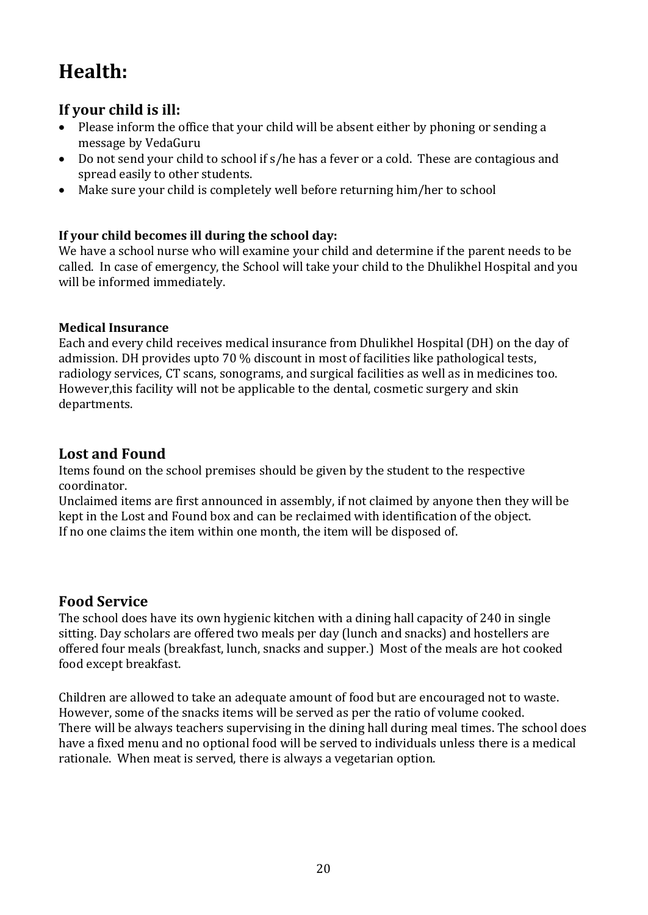# Health:

## If your child is ill:

- Please inform the office that your child will be absent either by phoning or sending a message by VedaGuru
- Do not send your child to school if s/he has a fever or a cold. These are contagious and spread easily to other students.
- Make sure your child is completely well before returning him/her to school

### If your child becomes ill during the school day:

We have a school nurse who will examine your child and determine if the parent needs to be called. In case of emergency, the School will take your child to the Dhulikhel Hospital and you will be informed immediately.

### Medical Insurance

Each and every child receives medical insurance from Dhulikhel Hospital (DH) on the day of admission. DH provides upto 70 % discount in most of facilities like pathological tests, radiology services, CT scans, sonograms, and surgical facilities as well as in medicines too. However,this facility will not be applicable to the dental, cosmetic surgery and skin departments.

## Lost and Found

Items found on the school premises should be given by the student to the respective coordinator.
Unclaimed items are first announced in assembly, if not claimed by anyone then they will be kept in the Lost and Found box and can be reclaimed with identification of the object.
If no one claims the item within one month, the item will be disposed of.

## Food Service

The school does have its own hygienic kitchen with a dining hall capacity of 240 in single sitting. Day scholars are offered two meals per day (lunch and snacks) and hostellers are offered four meals (breakfast, lunch, snacks and supper.) Most of the meals are hot cooked food except breakfast.

Children are allowed to take an adequate amount of food but are encouraged not to waste. However, some of the snacks items will be served as per the ratio of volume cooked.
There will be always teachers supervising in the dining hall during meal times. The school does have a fixed menu and no optional food will be served to individuals unless there is a medical rationale. When meat is served, there is always a vegetarian option.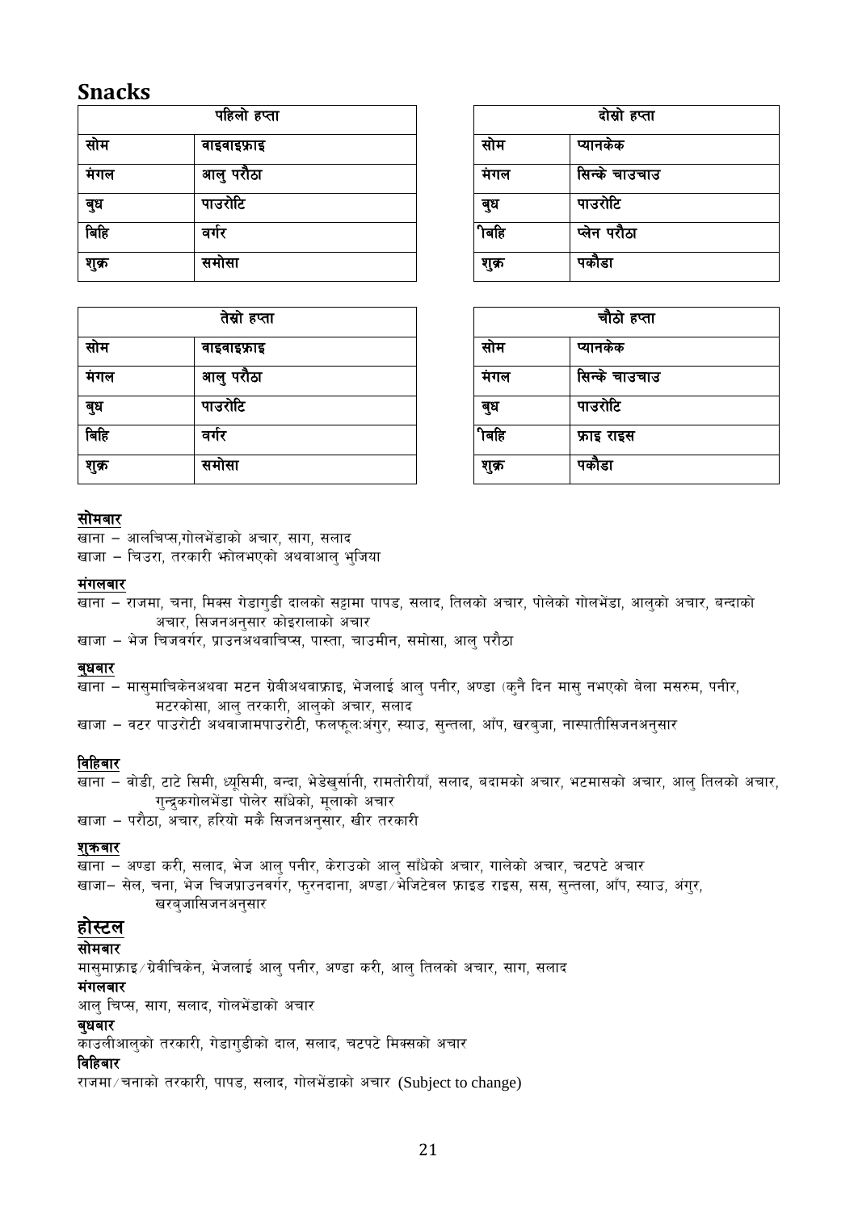# Snacks

| पहिलो हप्ता | |
|---|---|
| सोम | वाइवाइफ्राइ |
| मंगल | आलु परौठा |
| बुध | पाउरोटि |
| बिहि | वर्गर |
| शुक्र | समोसा |

| दोस्रो हप्ता | |
|---|---|
| सोम | प्यानकेक |
| मंगल | सिन्के चाउचाउ |
| बुध | पाउरोटि |
| बिहि | प्लेन परौठा |
| शुक्र | पकौडा |

| तेस्रो हप्ता | |
|---|---|
| सोम | वाइवाइफ्राइ |
| मंगल | आलु परौठा |
| बुध | पाउरोटि |
| बिहि | वर्गर |
| शुक्र | समोसा |

| चौठो हप्ता | |
|---|---|
| सोम | प्यानकेक |
| मंगल | सिन्के चाउचाउ |
| बुध | पाउरोटि |
| बिहि | फ्राइ राइस |
| शुक्र | पकौडा |

**सोमबार**

खाना – आलचिप्स,गोलभेंडाको अचार, साग, सलाद

खाजा – चिउरा, तरकारी झोलभएको अथवाआलु भुजिया

**मंगलबार**

खाना – राजमा, चना, मिक्स गेडागुडी दालको सट्टामा पापड, सलाद, तिलको अचार, पोलेको गोलभेंडा, आलुको अचार, बन्दाको अचार, सिजनअनुसार कोइरालाको अचार

खाजा – भेज चिजवर्गर, प्राउनअथवाचिप्स, पास्ता, चाउमीन, समोसा, आलु परौठा

**बुधबार**

खाना – मासुमाचिकेनअथवा मटन ग्रेबीअथवाफ्राइ, भेजलाई आलु पनीर, अण्डा (कुनै दिन मासु नभएको बेला मसरुम, पनीर, मटरकोसा, आलु तरकारी, आलुको अचार, सलाद

खाजा – वटर पाउरोटी अथवाजामपाउरोटी, फलफूल:अंगुर, स्याउ, सुन्तला, आँप, खरबुजा, नास्पातीसिजनअनुसार

**विहिबार**

खाना – वोडी, टाटे सिमी, ध्यूसिमी, बन्दा, भेडेखुर्सानी, रामतोरीयाँ, सलाद, बदामको अचार, भटमासको अचार, आलु तिलको अचार, गुन्द्रुकगोलभेंडा पोलेर साँधेको, मूलाको अचार

खाजा – परौठा, अचार, हरियो मकै सिजनअनुसार, खीर तरकारी

**शुक्रबार**

खाना – अण्डा करी, सलाद, भेज आलु पनीर, केराउको आलु साँधेको अचार, गालेको अचार, चटपटे अचार

खाजा– सेल, चना, भेज चिजप्राउनवर्गर, फुरनदाना, अण्डा/भेजिटेवल फ्राइड राइस, सस, सुन्तला, आँप, स्याउ, अंगुर, खरबुजासिजनअनुसार

## होस्टल

**सोमबार**

मासुमाफ्राइ/ग्रेवीचिकेन, भेजलाई आलु पनीर, अण्डा करी, आलु तिलको अचार, साग, सलाद

**मंगलबार**

आलु चिप्स, साग, सलाद, गोलभेंडाको अचार

**बुधबार**

काउलीआलुको तरकारी, गेडागुडीको दाल, सलाद, चटपटे मिक्सको अचार

**विहिबार**

राजमा/चनाको तरकारी, पापड, सलाद, गोलभेंडाको अचार (Subject to change)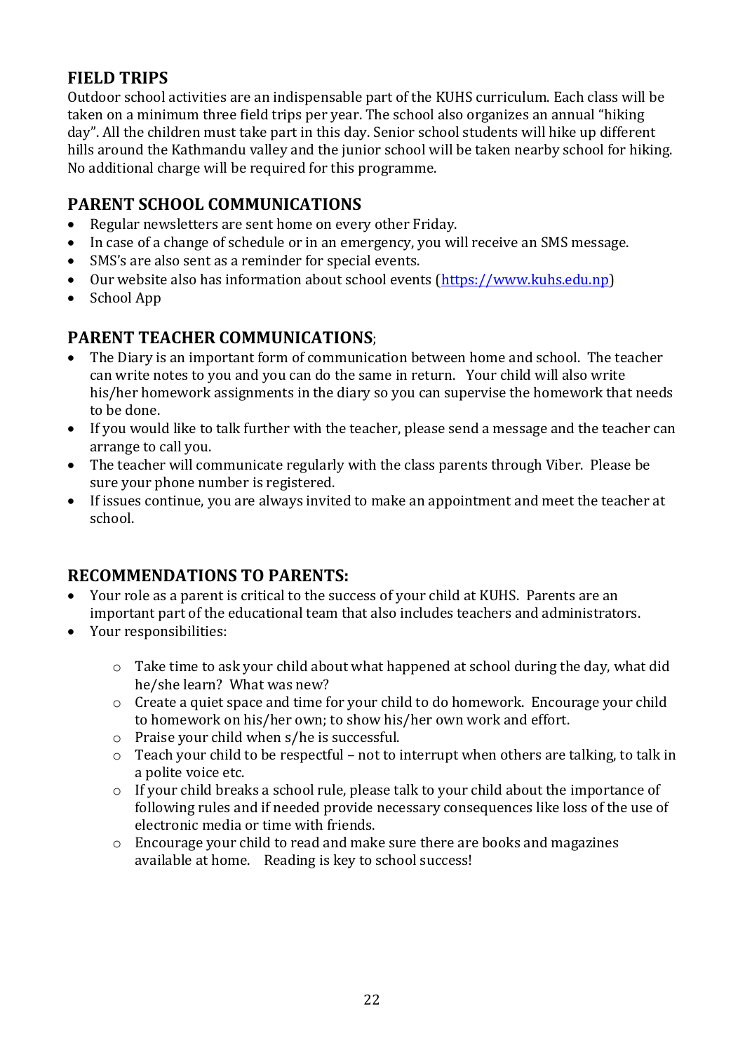## FIELD TRIPS

Outdoor school activities are an indispensable part of the KUHS curriculum. Each class will be taken on a minimum three field trips per year. The school also organizes an annual "hiking day". All the children must take part in this day. Senior school students will hike up different hills around the Kathmandu valley and the junior school will be taken nearby school for hiking. No additional charge will be required for this programme.

## PARENT SCHOOL COMMUNICATIONS

- Regular newsletters are sent home on every other Friday.
- In case of a change of schedule or in an emergency, you will receive an SMS message.
- SMS's are also sent as a reminder for special events.
- Our website also has information about school events ([https://www.kuhs.edu.np](https://www.kuhs.edu.np))
- School App

## PARENT TEACHER COMMUNICATIONS;

- The Diary is an important form of communication between home and school. The teacher can write notes to you and you can do the same in return. Your child will also write his/her homework assignments in the diary so you can supervise the homework that needs to be done.
- If you would like to talk further with the teacher, please send a message and the teacher can arrange to call you.
- The teacher will communicate regularly with the class parents through Viber. Please be sure your phone number is registered.
- If issues continue, you are always invited to make an appointment and meet the teacher at school.

## RECOMMENDATIONS TO PARENTS:

- Your role as a parent is critical to the success of your child at KUHS. Parents are an important part of the educational team that also includes teachers and administrators.
- Your responsibilities:
  - Take time to ask your child about what happened at school during the day, what did he/she learn? What was new?
  - Create a quiet space and time for your child to do homework. Encourage your child to homework on his/her own; to show his/her own work and effort.
  - Praise your child when s/he is successful.
  - Teach your child to be respectful – not to interrupt when others are talking, to talk in a polite voice etc.
  - If your child breaks a school rule, please talk to your child about the importance of following rules and if needed provide necessary consequences like loss of the use of electronic media or time with friends.
  - Encourage your child to read and make sure there are books and magazines available at home. Reading is key to school success!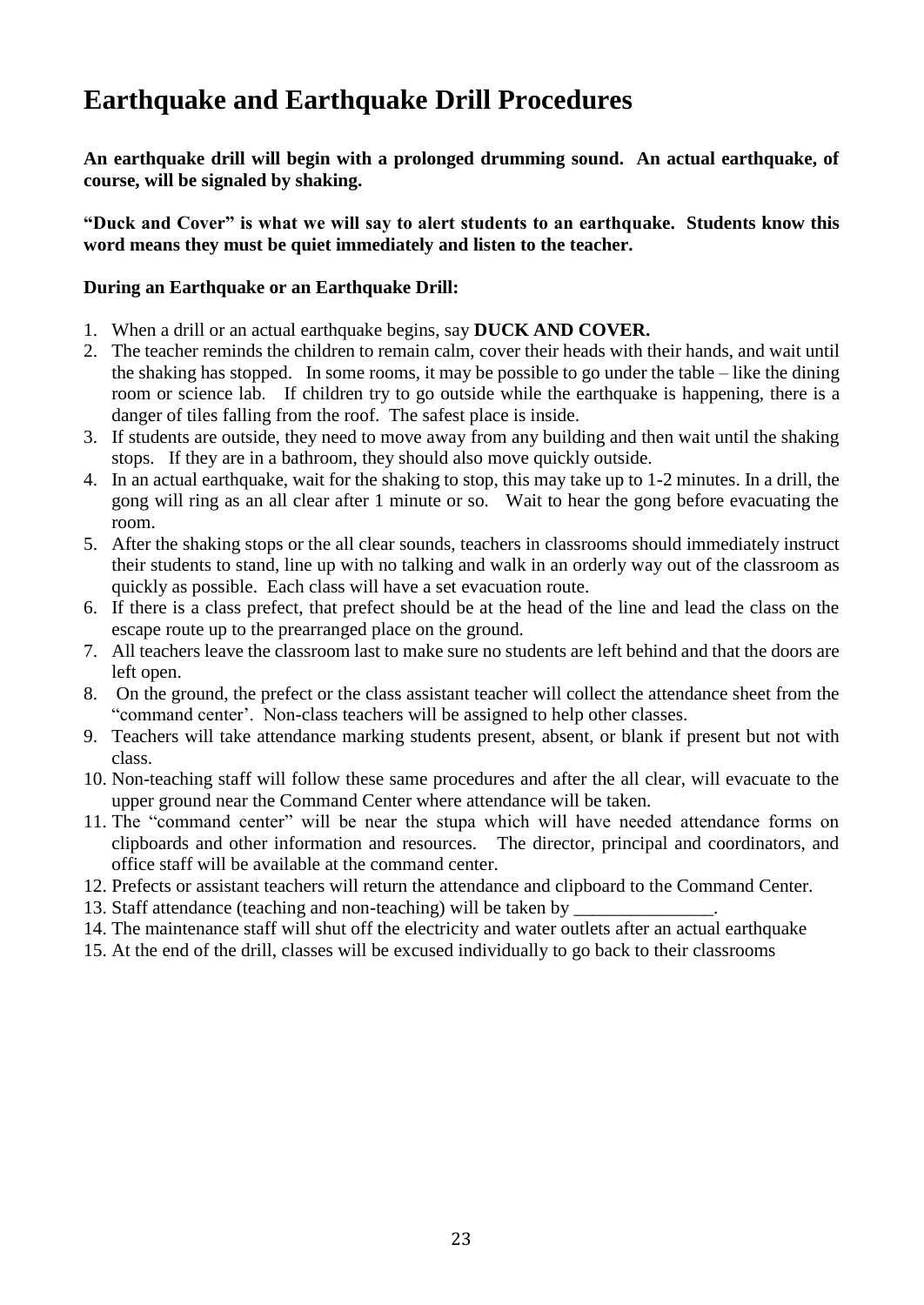# Earthquake and Earthquake Drill Procedures

**An earthquake drill will begin with a prolonged drumming sound. An actual earthquake, of course, will be signaled by shaking.**

**"Duck and Cover" is what we will say to alert students to an earthquake. Students know this word means they must be quiet immediately and listen to the teacher.**

**During an Earthquake or an Earthquake Drill:**

1. When a drill or an actual earthquake begins, say **DUCK AND COVER.**
2. The teacher reminds the children to remain calm, cover their heads with their hands, and wait until the shaking has stopped. In some rooms, it may be possible to go under the table – like the dining room or science lab. If children try to go outside while the earthquake is happening, there is a danger of tiles falling from the roof. The safest place is inside.
3. If students are outside, they need to move away from any building and then wait until the shaking stops. If they are in a bathroom, they should also move quickly outside.
4. In an actual earthquake, wait for the shaking to stop, this may take up to 1-2 minutes. In a drill, the gong will ring as an all clear after 1 minute or so. Wait to hear the gong before evacuating the room.
5. After the shaking stops or the all clear sounds, teachers in classrooms should immediately instruct their students to stand, line up with no talking and walk in an orderly way out of the classroom as quickly as possible. Each class will have a set evacuation route.
6. If there is a class prefect, that prefect should be at the head of the line and lead the class on the escape route up to the prearranged place on the ground.
7. All teachers leave the classroom last to make sure no students are left behind and that the doors are left open.
8. On the ground, the prefect or the class assistant teacher will collect the attendance sheet from the "command center'. Non-class teachers will be assigned to help other classes.
9. Teachers will take attendance marking students present, absent, or blank if present but not with class.
10. Non-teaching staff will follow these same procedures and after the all clear, will evacuate to the upper ground near the Command Center where attendance will be taken.
11. The "command center" will be near the stupa which will have needed attendance forms on clipboards and other information and resources. The director, principal and coordinators, and office staff will be available at the command center.
12. Prefects or assistant teachers will return the attendance and clipboard to the Command Center.
13. Staff attendance (teaching and non-teaching) will be taken by _______________.
14. The maintenance staff will shut off the electricity and water outlets after an actual earthquake
15. At the end of the drill, classes will be excused individually to go back to their classrooms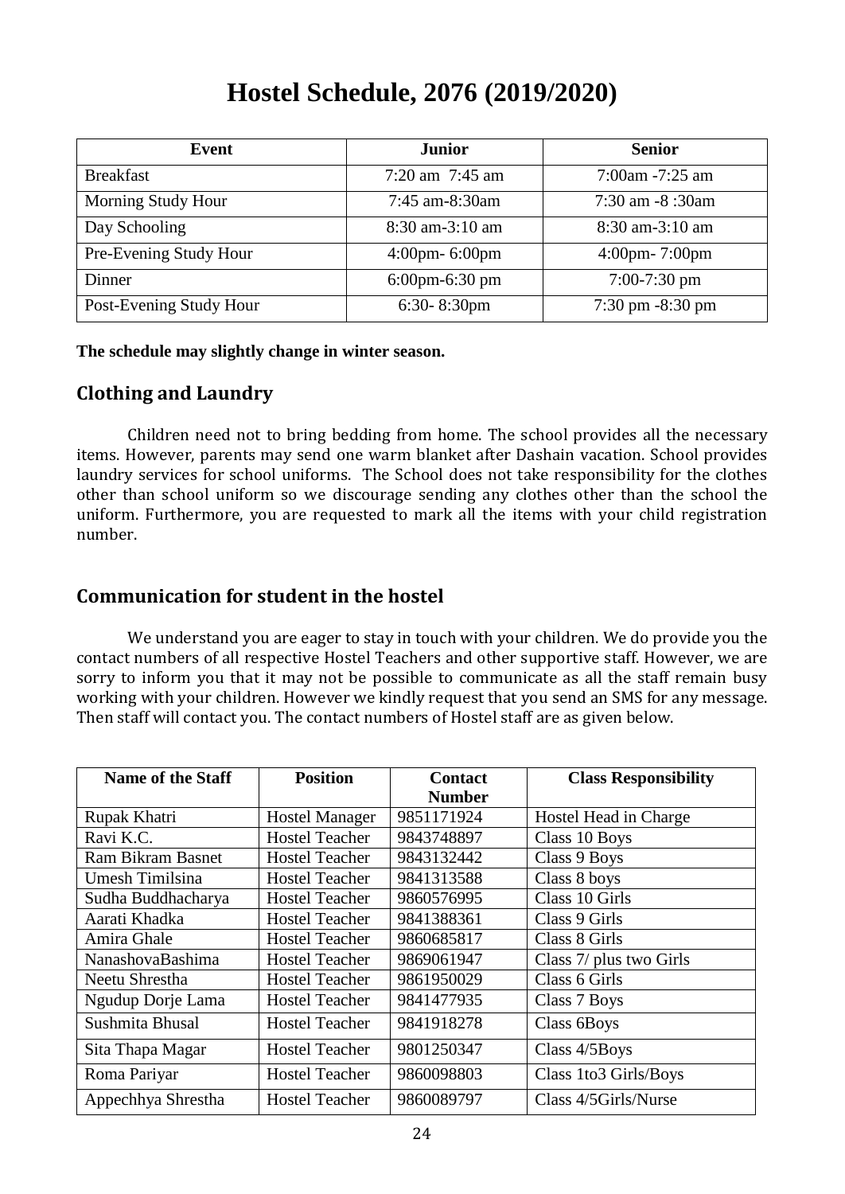# Hostel Schedule, 2076 (2019/2020)

| Event | Junior | Senior |
|---|---|---|
| Breakfast | 7:20 am 7:45 am | 7:00am -7:25 am |
| Morning Study Hour | 7:45 am-8:30am | 7:30 am -8 :30am |
| Day Schooling | 8:30 am-3:10 am | 8:30 am-3:10 am |
| Pre-Evening Study Hour | 4:00pm- 6:00pm | 4:00pm- 7:00pm |
| Dinner | 6:00pm-6:30 pm | 7:00-7:30 pm |
| Post-Evening Study Hour | 6:30- 8:30pm | 7:30 pm -8:30 pm |

**The schedule may slightly change in winter season.**

## Clothing and Laundry

Children need not to bring bedding from home. The school provides all the necessary items. However, parents may send one warm blanket after Dashain vacation. School provides laundry services for school uniforms. The School does not take responsibility for the clothes other than school uniform so we discourage sending any clothes other than the school the uniform. Furthermore, you are requested to mark all the items with your child registration number.

## Communication for student in the hostel

We understand you are eager to stay in touch with your children. We do provide you the contact numbers of all respective Hostel Teachers and other supportive staff. However, we are sorry to inform you that it may not be possible to communicate as all the staff remain busy working with your children. However we kindly request that you send an SMS for any message. Then staff will contact you. The contact numbers of Hostel staff are as given below.

| Name of the Staff | Position | Contact Number | Class Responsibility |
|---|---|---|---|
| Rupak Khatri | Hostel Manager | 9851171924 | Hostel Head in Charge |
| Ravi K.C. | Hostel Teacher | 9843748897 | Class 10 Boys |
| Ram Bikram Basnet | Hostel Teacher | 9843132442 | Class 9 Boys |
| Umesh Timilsina | Hostel Teacher | 9841313588 | Class 8 boys |
| Sudha Buddhacharya | Hostel Teacher | 9860576995 | Class 10 Girls |
| Aarati Khadka | Hostel Teacher | 9841388361 | Class 9 Girls |
| Amira Ghale | Hostel Teacher | 9860685817 | Class 8 Girls |
| NanashovaBashima | Hostel Teacher | 9869061947 | Class 7/ plus two Girls |
| Neetu Shrestha | Hostel Teacher | 9861950029 | Class 6 Girls |
| Ngudup Dorje Lama | Hostel Teacher | 9841477935 | Class 7 Boys |
| Sushmita Bhusal | Hostel Teacher | 9841918278 | Class 6Boys |
| Sita Thapa Magar | Hostel Teacher | 9801250347 | Class 4/5Boys |
| Roma Pariyar | Hostel Teacher | 9860098803 | Class 1to3 Girls/Boys |
| Appechhya Shrestha | Hostel Teacher | 9860089797 | Class 4/5Girls/Nurse |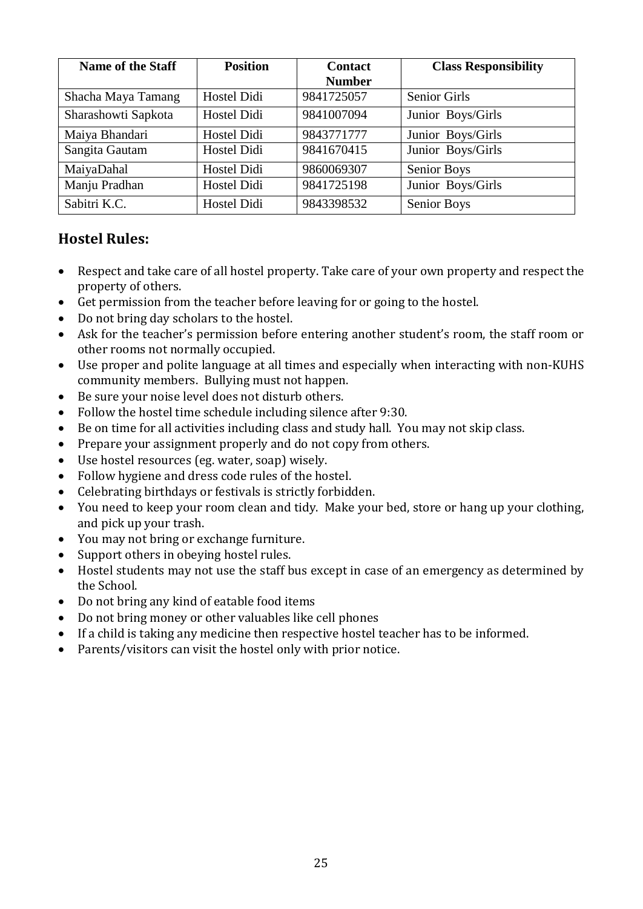| Name of the Staff | Position | Contact Number | Class Responsibility |
|---|---|---|---|
| Shacha Maya Tamang | Hostel Didi | 9841725057 | Senior Girls |
| Sharashowti Sapkota | Hostel Didi | 9841007094 | Junior Boys/Girls |
| Maiya Bhandari | Hostel Didi | 9843771777 | Junior Boys/Girls |
| Sangita Gautam | Hostel Didi | 9841670415 | Junior Boys/Girls |
| MaiyaDahal | Hostel Didi | 9860069307 | Senior Boys |
| Manju Pradhan | Hostel Didi | 9841725198 | Junior Boys/Girls |
| Sabitri K.C. | Hostel Didi | 9843398532 | Senior Boys |

## Hostel Rules:

- Respect and take care of all hostel property. Take care of your own property and respect the property of others.
- Get permission from the teacher before leaving for or going to the hostel.
- Do not bring day scholars to the hostel.
- Ask for the teacher's permission before entering another student's room, the staff room or other rooms not normally occupied.
- Use proper and polite language at all times and especially when interacting with non-KUHS community members. Bullying must not happen.
- Be sure your noise level does not disturb others.
- Follow the hostel time schedule including silence after 9:30.
- Be on time for all activities including class and study hall. You may not skip class.
- Prepare your assignment properly and do not copy from others.
- Use hostel resources (eg. water, soap) wisely.
- Follow hygiene and dress code rules of the hostel.
- Celebrating birthdays or festivals is strictly forbidden.
- You need to keep your room clean and tidy. Make your bed, store or hang up your clothing, and pick up your trash.
- You may not bring or exchange furniture.
- Support others in obeying hostel rules.
- Hostel students may not use the staff bus except in case of an emergency as determined by the School.
- Do not bring any kind of eatable food items
- Do not bring money or other valuables like cell phones
- If a child is taking any medicine then respective hostel teacher has to be informed.
- Parents/visitors can visit the hostel only with prior notice.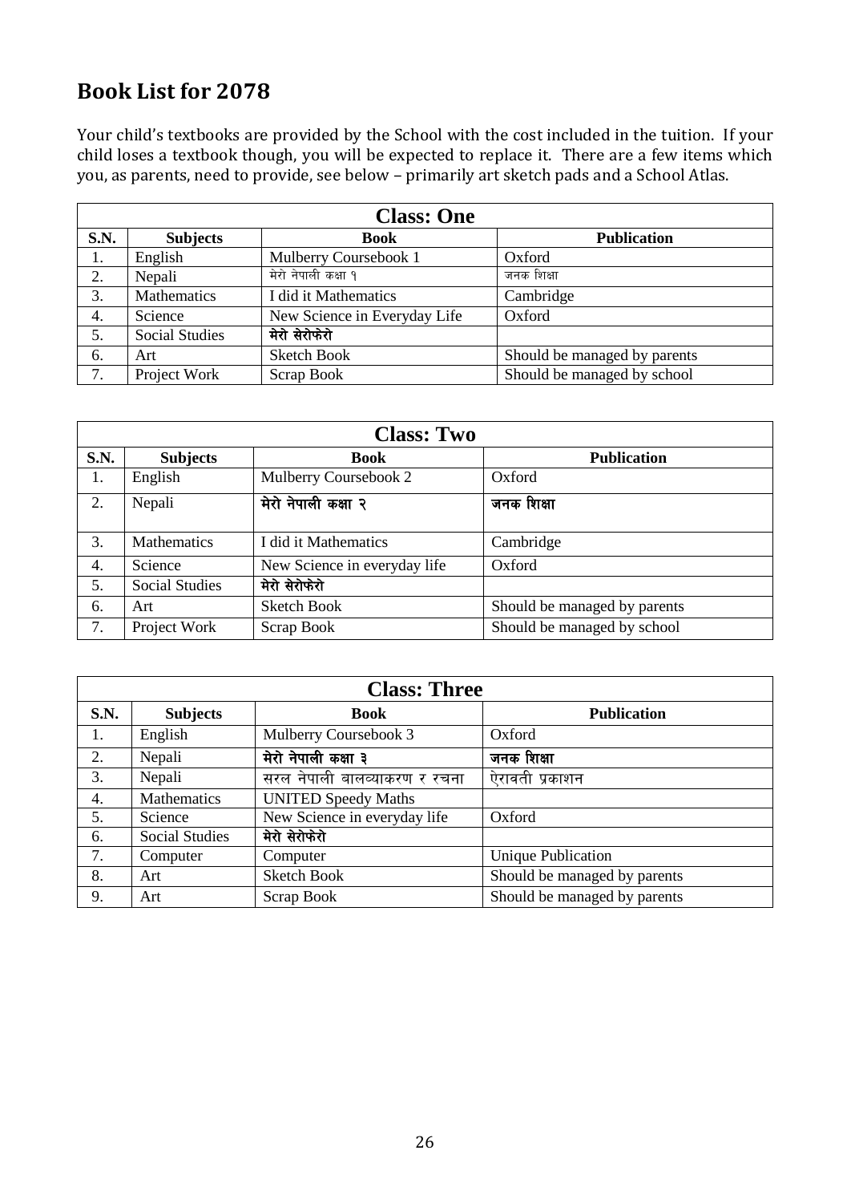# Book List for 2078

Your child's textbooks are provided by the School with the cost included in the tuition. If your child loses a textbook though, you will be expected to replace it. There are a few items which you, as parents, need to provide, see below – primarily art sketch pads and a School Atlas.

| Class: One | | | |
|---|---|---|---|
| **S.N.** | **Subjects** | **Book** | **Publication** |
| 1. | English | Mulberry Coursebook 1 | Oxford |
| 2. | Nepali | मेरो नेपाली कक्षा १ | जनक शिक्षा |
| 3. | Mathematics | I did it Mathematics | Cambridge |
| 4. | Science | New Science in Everyday Life | Oxford |
| 5. | Social Studies | मेरो सेरोफेरो | |
| 6. | Art | Sketch Book | Should be managed by parents |
| 7. | Project Work | Scrap Book | Should be managed by school |

| Class: Two | | | |
|---|---|---|---|
| **S.N.** | **Subjects** | **Book** | **Publication** |
| 1. | English | Mulberry Coursebook 2 | Oxford |
| 2. | Nepali | मेरो नेपाली कक्षा २ | जनक शिक्षा |
| 3. | Mathematics | I did it Mathematics | Cambridge |
| 4. | Science | New Science in everyday life | Oxford |
| 5. | Social Studies | मेरो सेरोफेरो | |
| 6. | Art | Sketch Book | Should be managed by parents |
| 7. | Project Work | Scrap Book | Should be managed by school |

| Class: Three | | | |
|---|---|---|---|
| **S.N.** | **Subjects** | **Book** | **Publication** |
| 1. | English | Mulberry Coursebook 3 | Oxford |
| 2. | Nepali | मेरो नेपाली कक्षा ३ | जनक शिक्षा |
| 3. | Nepali | सरल नेपाली बालव्याकरण र रचना | ऐरावती प्रकाशन |
| 4. | Mathematics | UNITED Speedy Maths | |
| 5. | Science | New Science in everyday life | Oxford |
| 6. | Social Studies | मेरो सेरोफेरो | |
| 7. | Computer | Computer | Unique Publication |
| 8. | Art | Sketch Book | Should be managed by parents |
| 9. | Art | Scrap Book | Should be managed by parents |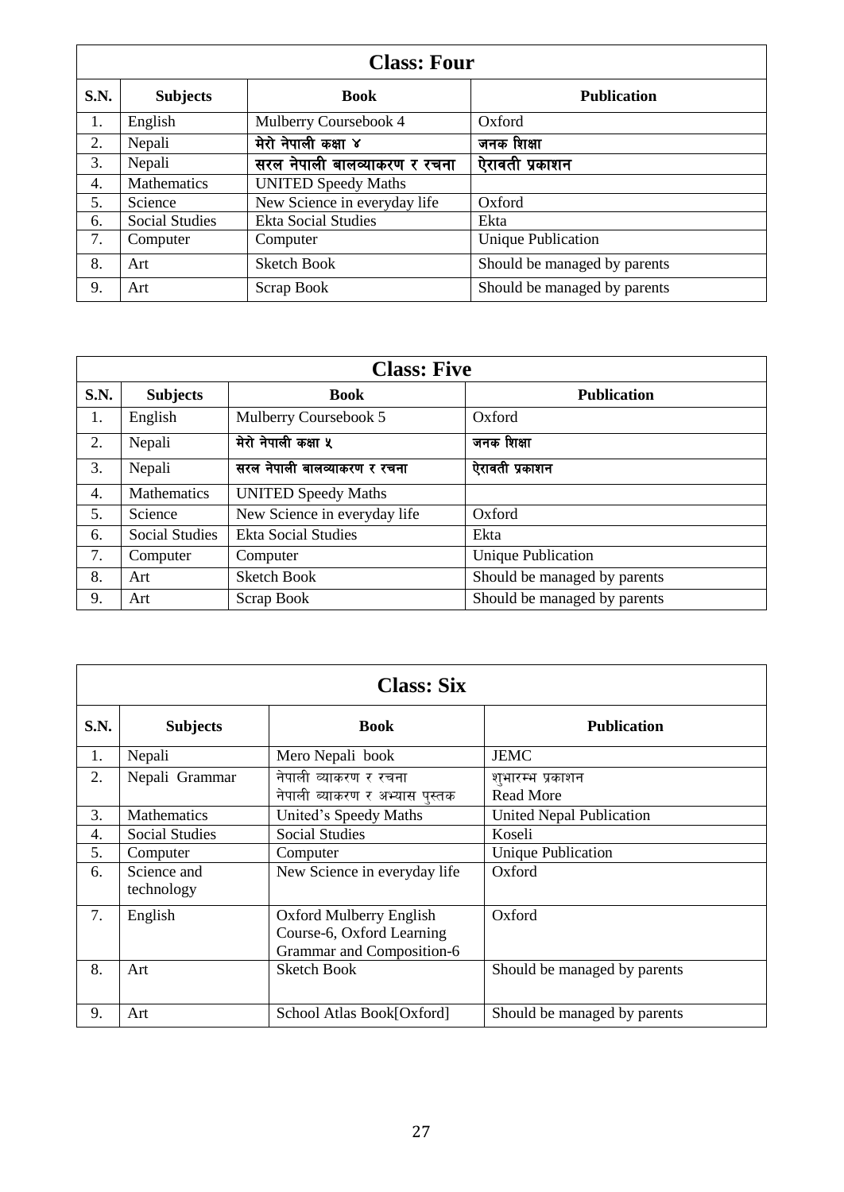| Class: Four | | | |
|---|---|---|---|
| **S.N.** | **Subjects** | **Book** | **Publication** |
| 1. | English | Mulberry Coursebook 4 | Oxford |
| 2. | Nepali | मेरो नेपाली कक्षा ४ | जनक शिक्षा |
| 3. | Nepali | सरल नेपाली बालव्याकरण र रचना | ऐरावती प्रकाशन |
| 4. | Mathematics | UNITED Speedy Maths | |
| 5. | Science | New Science in everyday life | Oxford |
| 6. | Social Studies | Ekta Social Studies | Ekta |
| 7. | Computer | Computer | Unique Publication |
| 8. | Art | Sketch Book | Should be managed by parents |
| 9. | Art | Scrap Book | Should be managed by parents |

| Class: Five | | | |
|---|---|---|---|
| **S.N.** | **Subjects** | **Book** | **Publication** |
| 1. | English | Mulberry Coursebook 5 | Oxford |
| 2. | Nepali | मेरो नेपाली कक्षा ५ | जनक शिक्षा |
| 3. | Nepali | सरल नेपाली बालव्याकरण र रचना | ऐरावती प्रकाशन |
| 4. | Mathematics | UNITED Speedy Maths | |
| 5. | Science | New Science in everyday life | Oxford |
| 6. | Social Studies | Ekta Social Studies | Ekta |
| 7. | Computer | Computer | Unique Publication |
| 8. | Art | Sketch Book | Should be managed by parents |
| 9. | Art | Scrap Book | Should be managed by parents |

| Class: Six | | | |
|---|---|---|---|
| **S.N.** | **Subjects** | **Book** | **Publication** |
| 1. | Nepali | Mero Nepali book | JEMC |
| 2. | Nepali Grammar | नेपाली व्याकरण र रचना<br>नेपाली व्याकरण र अभ्यास पुस्तक | शुभारम्भ प्रकाशन<br>Read More |
| 3. | Mathematics | United's Speedy Maths | United Nepal Publication |
| 4. | Social Studies | Social Studies | Koseli |
| 5. | Computer | Computer | Unique Publication |
| 6. | Science and technology | New Science in everyday life | Oxford |
| 7. | English | Oxford Mulberry English Course-6, Oxford Learning Grammar and Composition-6 | Oxford |
| 8. | Art | Sketch Book | Should be managed by parents |
| 9. | Art | School Atlas Book[Oxford] | Should be managed by parents |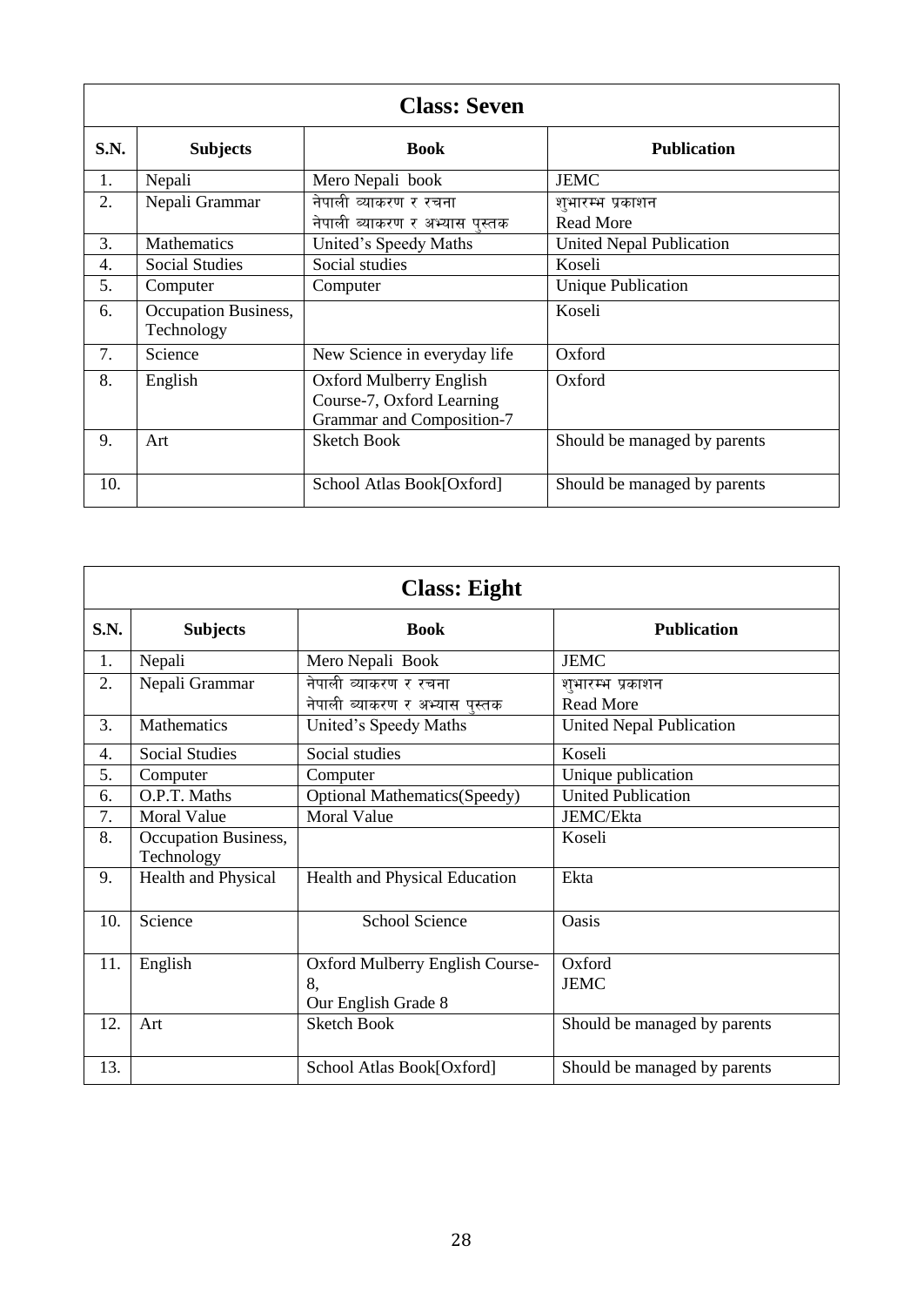| **Class: Seven** | | | |
|---|---|---|---|
| **S.N.** | **Subjects** | **Book** | **Publication** |
| 1. | Nepali | Mero Nepali book | JEMC |
| 2. | Nepali Grammar | नेपाली व्याकरण र रचना<br>नेपाली व्याकरण र अभ्यास पुस्तक | शुभारम्भ प्रकाशन<br>Read More |
| 3. | Mathematics | United's Speedy Maths | United Nepal Publication |
| 4. | Social Studies | Social studies | Koseli |
| 5. | Computer | Computer | Unique Publication |
| 6. | Occupation Business, Technology | | Koseli |
| 7. | Science | New Science in everyday life | Oxford |
| 8. | English | Oxford Mulberry English Course-7, Oxford Learning Grammar and Composition-7 | Oxford |
| 9. | Art | Sketch Book | Should be managed by parents |
| 10. | | School Atlas Book[Oxford] | Should be managed by parents |

| **Class: Eight** | | | |
|---|---|---|---|
| **S.N.** | **Subjects** | **Book** | **Publication** |
| 1. | Nepali | Mero Nepali Book | JEMC |
| 2. | Nepali Grammar | नेपाली व्याकरण र रचना<br>नेपाली व्याकरण र अभ्यास पुस्तक | शुभारम्भ प्रकाशन<br>Read More |
| 3. | Mathematics | United's Speedy Maths | United Nepal Publication |
| 4. | Social Studies | Social studies | Koseli |
| 5. | Computer | Computer | Unique publication |
| 6. | O.P.T. Maths | Optional Mathematics(Speedy) | United Publication |
| 7. | Moral Value | Moral Value | JEMC/Ekta |
| 8. | Occupation Business, Technology | | Koseli |
| 9. | Health and Physical | Health and Physical Education | Ekta |
| 10. | Science | School Science | Oasis |
| 11. | English | Oxford Mulberry English Course-8,<br>Our English Grade 8 | Oxford<br>JEMC |
| 12. | Art | Sketch Book | Should be managed by parents |
| 13. | | School Atlas Book[Oxford] | Should be managed by parents |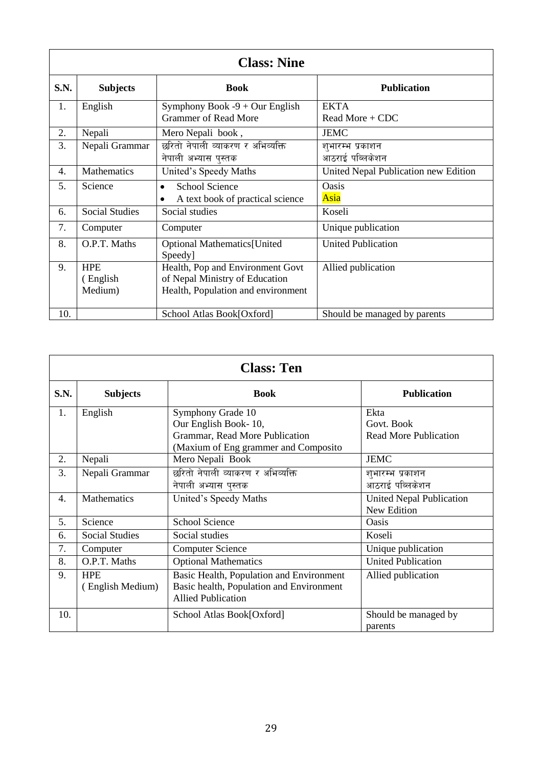| Class: Nine | | | |
|---|---|---|---|
| **S.N.** | **Subjects** | **Book** | **Publication** |
| 1. | English | Symphony Book -9 + Our English Grammer of Read More | EKTA<br>Read More + CDC |
| 2. | Nepali | Mero Nepali book , | JEMC |
| 3. | Nepali Grammar | छरितो नेपाली व्याकरण र अभिव्यक्ति<br>नेपाली अभ्यास पुस्तक | शुभारम्भ प्रकाशन<br>आठराई पब्लिकेशन |
| 4. | Mathematics | United's Speedy Maths | United Nepal Publication new Edition |
| 5. | Science | • School Science<br>• A text book of practical science | Oasis<br>Asia |
| 6. | Social Studies | Social studies | Koseli |
| 7. | Computer | Computer | Unique publication |
| 8. | O.P.T. Maths | Optional Mathematics[United Speedy] | United Publication |
| 9. | HPE<br>( English Medium) | Health, Pop and Environment Govt of Nepal Ministry of Education<br>Health, Population and environment | Allied publication |
| 10. | | School Atlas Book[Oxford] | Should be managed by parents |

| Class: Ten | | | |
|---|---|---|---|
| **S.N.** | **Subjects** | **Book** | **Publication** |
| 1. | English | Symphony Grade 10<br>Our English Book- 10,<br>Grammar, Read More Publication<br>(Maxium of Eng grammer and Composito | Ekta<br>Govt. Book<br>Read More Publication |
| 2. | Nepali | Mero Nepali Book | JEMC |
| 3. | Nepali Grammar | छरितो नेपाली व्याकरण र अभिव्यक्ति<br>नेपाली अभ्यास पुस्तक | शुभारम्भ प्रकाशन<br>आठराई पब्लिकेशन |
| 4. | Mathematics | United's Speedy Maths | United Nepal Publication New Edition |
| 5. | Science | School Science | Oasis |
| 6. | Social Studies | Social studies | Koseli |
| 7. | Computer | Computer Science | Unique publication |
| 8. | O.P.T. Maths | Optional Mathematics | United Publication |
| 9. | HPE<br>( English Medium) | Basic Health, Population and Environment<br>Basic health, Population and Environment<br>Allied Publication | Allied publication |
| 10. | | School Atlas Book[Oxford] | Should be managed by parents |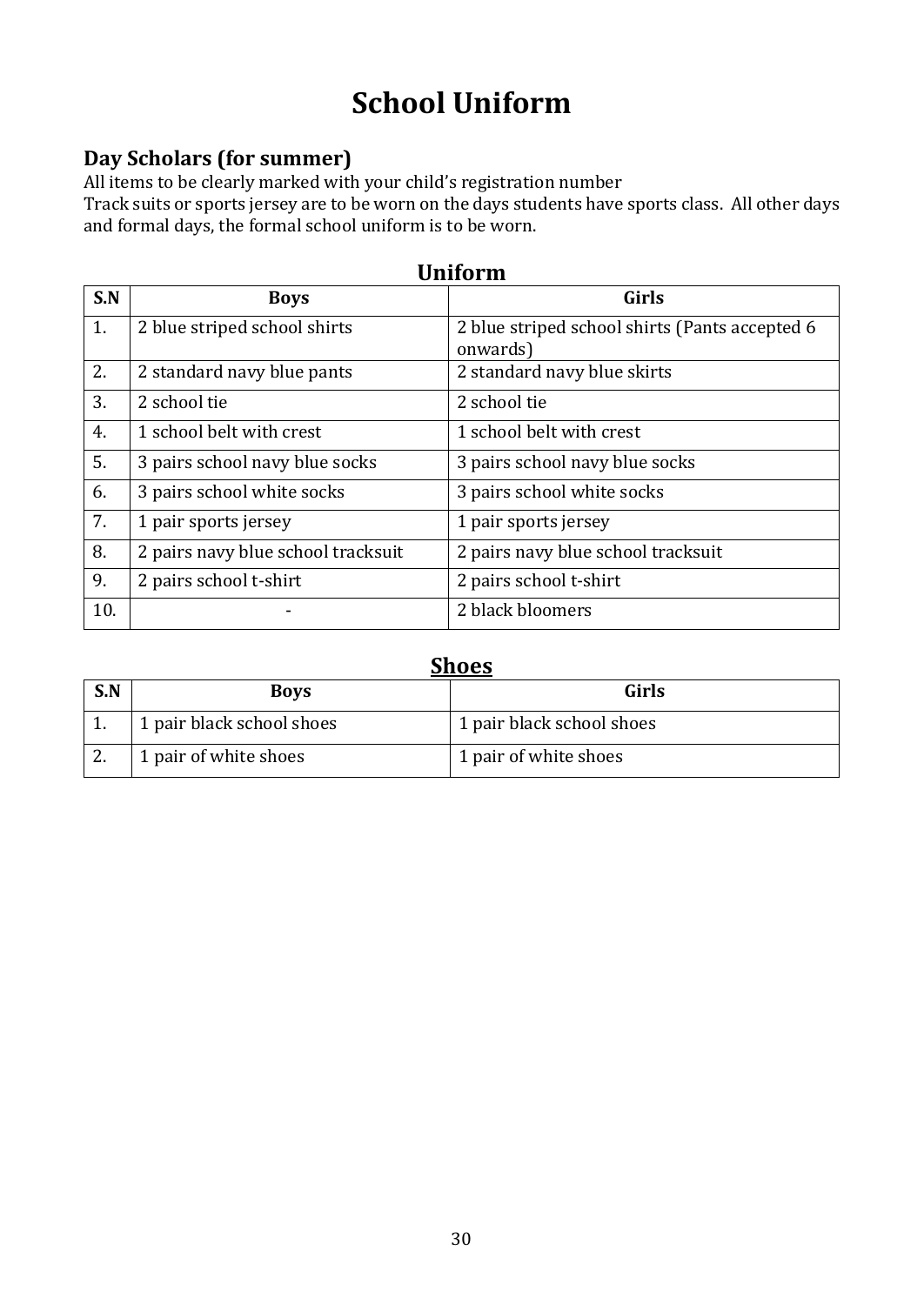# School Uniform

## Day Scholars (for summer)

All items to be clearly marked with your child's registration number

Track suits or sports jersey are to be worn on the days students have sports class. All other days and formal days, the formal school uniform is to be worn.

### Uniform

| S.N | Boys | Girls |
|---|---|---|
| 1. | 2 blue striped school shirts | 2 blue striped school shirts (Pants accepted 6 onwards) |
| 2. | 2 standard navy blue pants | 2 standard navy blue skirts |
| 3. | 2 school tie | 2 school tie |
| 4. | 1 school belt with crest | 1 school belt with crest |
| 5. | 3 pairs school navy blue socks | 3 pairs school navy blue socks |
| 6. | 3 pairs school white socks | 3 pairs school white socks |
| 7. | 1 pair sports jersey | 1 pair sports jersey |
| 8. | 2 pairs navy blue school tracksuit | 2 pairs navy blue school tracksuit |
| 9. | 2 pairs school t-shirt | 2 pairs school t-shirt |
| 10. | - | 2 black bloomers |

### Shoes

| S.N | Boys | Girls |
|---|---|---|
| 1. | 1 pair black school shoes | 1 pair black school shoes |
| 2. | 1 pair of white shoes | 1 pair of white shoes |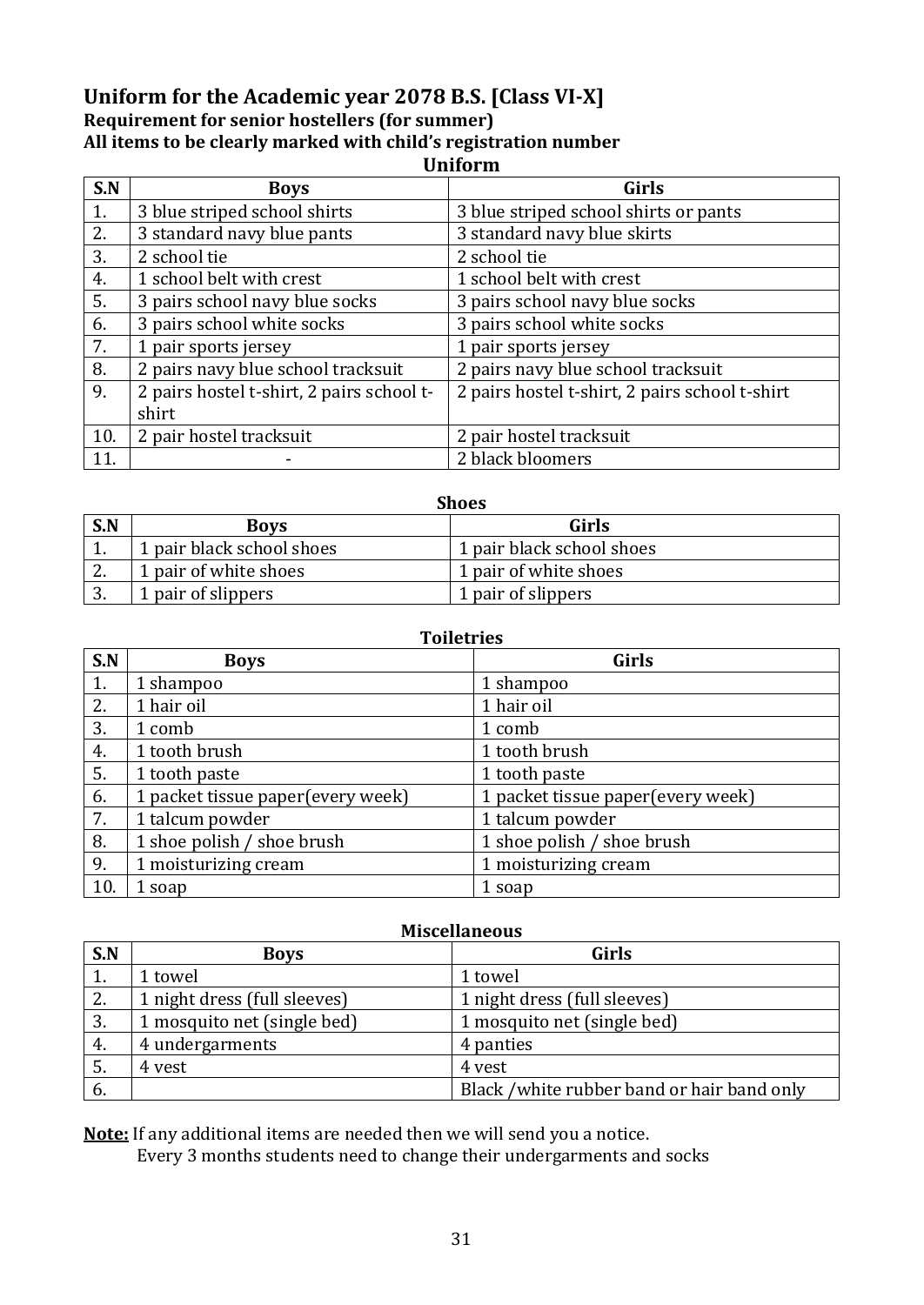## Uniform for the Academic year 2078 B.S. [Class VI-X]

**Requirement for senior hostellers (for summer)**

**All items to be clearly marked with child's registration number**

**Uniform**

| S.N | Boys | Girls |
|---|---|---|
| 1. | 3 blue striped school shirts | 3 blue striped school shirts or pants |
| 2. | 3 standard navy blue pants | 3 standard navy blue skirts |
| 3. | 2 school tie | 2 school tie |
| 4. | 1 school belt with crest | 1 school belt with crest |
| 5. | 3 pairs school navy blue socks | 3 pairs school navy blue socks |
| 6. | 3 pairs school white socks | 3 pairs school white socks |
| 7. | 1 pair sports jersey | 1 pair sports jersey |
| 8. | 2 pairs navy blue school tracksuit | 2 pairs navy blue school tracksuit |
| 9. | 2 pairs hostel t-shirt, 2 pairs school t-shirt | 2 pairs hostel t-shirt, 2 pairs school t-shirt |
| 10. | 2 pair hostel tracksuit | 2 pair hostel tracksuit |
| 11. | - | 2 black bloomers |

**Shoes**

| S.N | Boys | Girls |
|---|---|---|
| 1. | 1 pair black school shoes | 1 pair black school shoes |
| 2. | 1 pair of white shoes | 1 pair of white shoes |
| 3. | 1 pair of slippers | 1 pair of slippers |

**Toiletries**

| S.N | Boys | Girls |
|---|---|---|
| 1. | 1 shampoo | 1 shampoo |
| 2. | 1 hair oil | 1 hair oil |
| 3. | 1 comb | 1 comb |
| 4. | 1 tooth brush | 1 tooth brush |
| 5. | 1 tooth paste | 1 tooth paste |
| 6. | 1 packet tissue paper(every week) | 1 packet tissue paper(every week) |
| 7. | 1 talcum powder | 1 talcum powder |
| 8. | 1 shoe polish / shoe brush | 1 shoe polish / shoe brush |
| 9. | 1 moisturizing cream | 1 moisturizing cream |
| 10. | 1 soap | 1 soap |

**Miscellaneous**

| S.N | Boys | Girls |
|---|---|---|
| 1. | 1 towel | 1 towel |
| 2. | 1 night dress (full sleeves) | 1 night dress (full sleeves) |
| 3. | 1 mosquito net (single bed) | 1 mosquito net (single bed) |
| 4. | 4 undergarments | 4 panties |
| 5. | 4 vest | 4 vest |
| 6. | | Black /white rubber band or hair band only |

**Note:** If any additional items are needed then we will send you a notice.
Every 3 months students need to change their undergarments and socks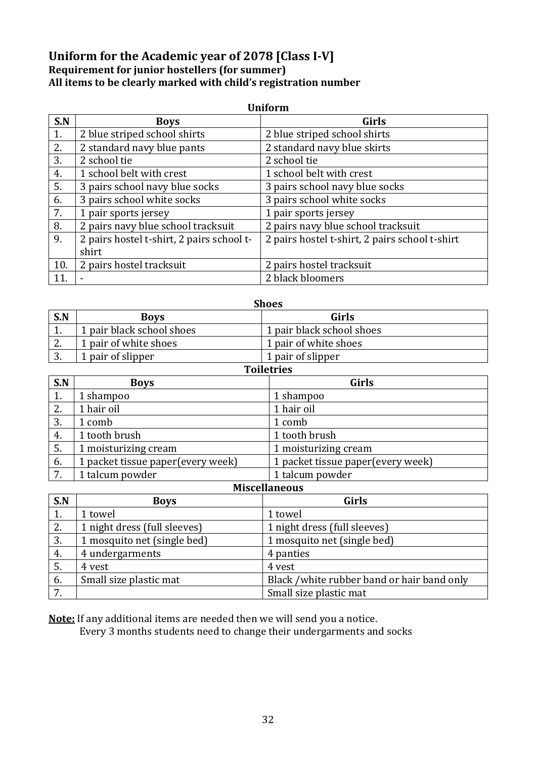## Uniform for the Academic year of 2078 [Class I-V]

**Requirement for junior hostellers (for summer)**
**All items to be clearly marked with child's registration number**

**Uniform**

| S.N | Boys | Girls |
|---|---|---|
| 1. | 2 blue striped school shirts | 2 blue striped school shirts |
| 2. | 2 standard navy blue pants | 2 standard navy blue skirts |
| 3. | 2 school tie | 2 school tie |
| 4. | 1 school belt with crest | 1 school belt with crest |
| 5. | 3 pairs school navy blue socks | 3 pairs school navy blue socks |
| 6. | 3 pairs school white socks | 3 pairs school white socks |
| 7. | 1 pair sports jersey | 1 pair sports jersey |
| 8. | 2 pairs navy blue school tracksuit | 2 pairs navy blue school tracksuit |
| 9. | 2 pairs hostel t-shirt, 2 pairs school t-shirt | 2 pairs hostel t-shirt, 2 pairs school t-shirt |
| 10. | 2 pairs hostel tracksuit | 2 pairs hostel tracksuit |
| 11. | - | 2 black bloomers |

**Shoes**

| S.N | Boys | Girls |
|---|---|---|
| 1. | 1 pair black school shoes | 1 pair black school shoes |
| 2. | 1 pair of white shoes | 1 pair of white shoes |
| 3. | 1 pair of slipper | 1 pair of slipper |

**Toiletries**

| S.N | Boys | Girls |
|---|---|---|
| 1. | 1 shampoo | 1 shampoo |
| 2. | 1 hair oil | 1 hair oil |
| 3. | 1 comb | 1 comb |
| 4. | 1 tooth brush | 1 tooth brush |
| 5. | 1 moisturizing cream | 1 moisturizing cream |
| 6. | 1 packet tissue paper(every week) | 1 packet tissue paper(every week) |
| 7. | 1 talcum powder | 1 talcum powder |

**Miscellaneous**

| S.N | Boys | Girls |
|---|---|---|
| 1. | 1 towel | 1 towel |
| 2. | 1 night dress (full sleeves) | 1 night dress (full sleeves) |
| 3. | 1 mosquito net (single bed) | 1 mosquito net (single bed) |
| 4. | 4 undergarments | 4 panties |
| 5. | 4 vest | 4 vest |
| 6. | Small size plastic mat | Black /white rubber band or hair band only |
| 7. | | Small size plastic mat |

**Note:** If any additional items are needed then we will send you a notice.
Every 3 months students need to change their undergarments and socks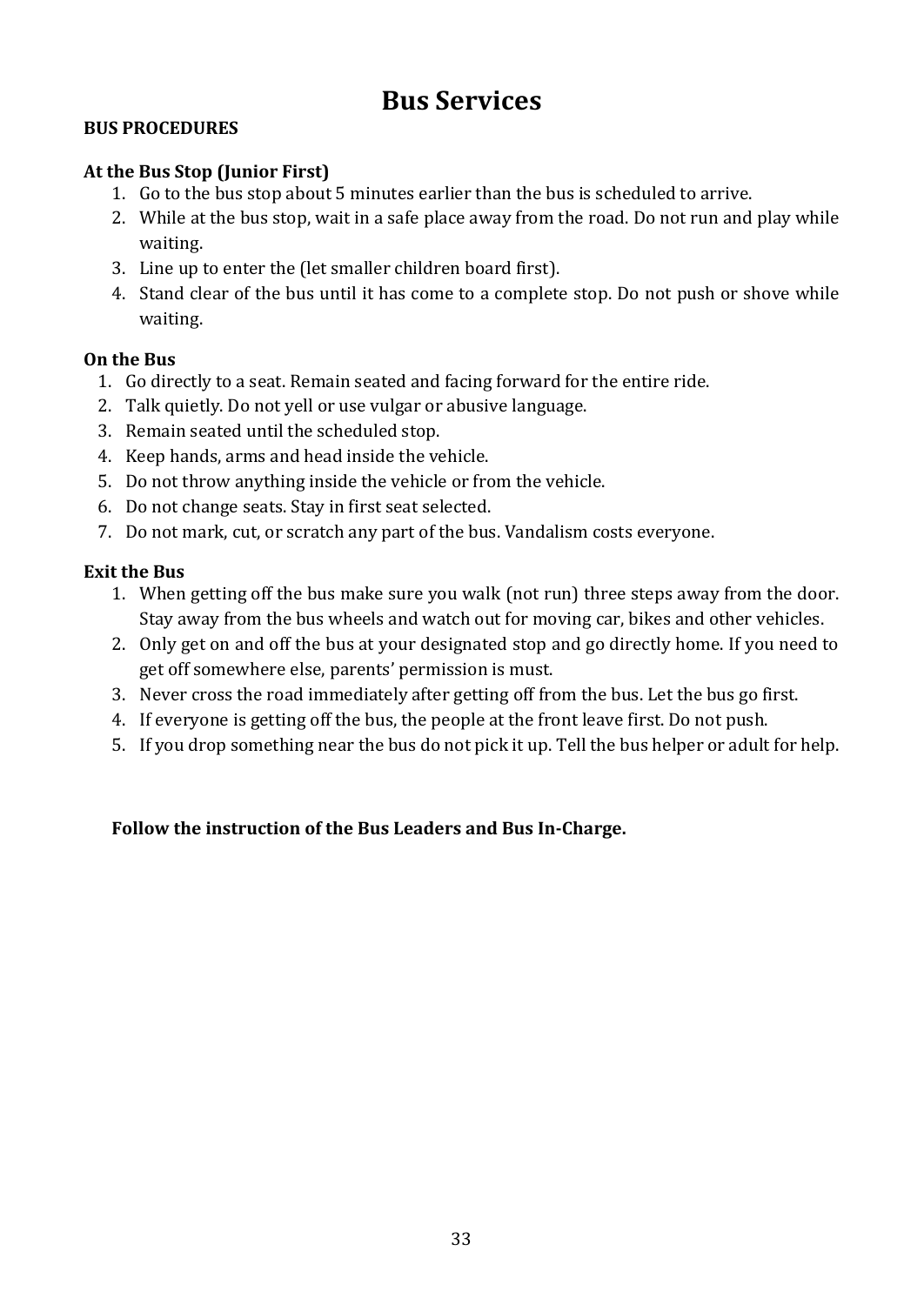# Bus Services

**BUS PROCEDURES**

**At the Bus Stop (Junior First)**

1. Go to the bus stop about 5 minutes earlier than the bus is scheduled to arrive.
2. While at the bus stop, wait in a safe place away from the road. Do not run and play while waiting.
3. Line up to enter the (let smaller children board first).
4. Stand clear of the bus until it has come to a complete stop. Do not push or shove while waiting.

**On the Bus**

1. Go directly to a seat. Remain seated and facing forward for the entire ride.
2. Talk quietly. Do not yell or use vulgar or abusive language.
3. Remain seated until the scheduled stop.
4. Keep hands, arms and head inside the vehicle.
5. Do not throw anything inside the vehicle or from the vehicle.
6. Do not change seats. Stay in first seat selected.
7. Do not mark, cut, or scratch any part of the bus. Vandalism costs everyone.

**Exit the Bus**

1. When getting off the bus make sure you walk (not run) three steps away from the door. Stay away from the bus wheels and watch out for moving car, bikes and other vehicles.
2. Only get on and off the bus at your designated stop and go directly home. If you need to get off somewhere else, parents' permission is must.
3. Never cross the road immediately after getting off from the bus. Let the bus go first.
4. If everyone is getting off the bus, the people at the front leave first. Do not push.
5. If you drop something near the bus do not pick it up. Tell the bus helper or adult for help.

**Follow the instruction of the Bus Leaders and Bus In-Charge.**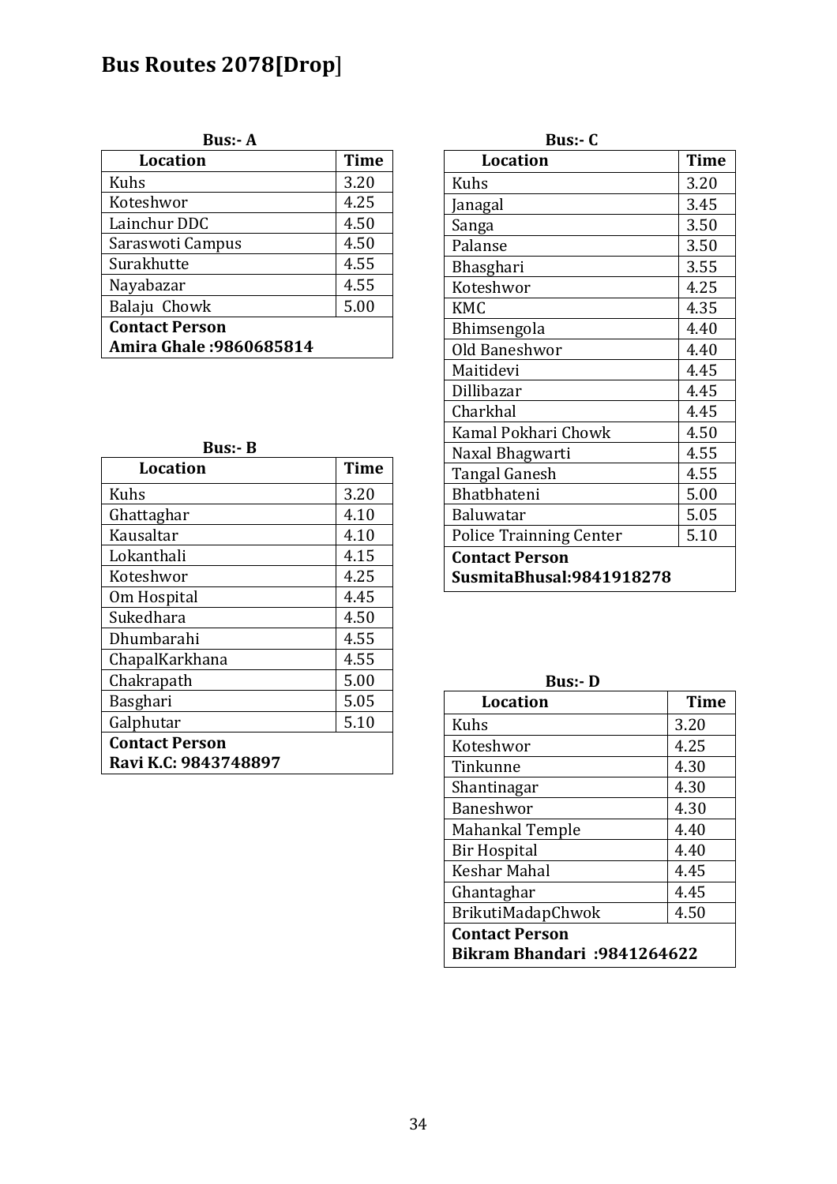# Bus Routes 2078[Drop]

**Bus:- A**

| Location | Time |
|---|---|
| Kuhs | 3.20 |
| Koteshwor | 4.25 |
| Lainchur DDC | 4.50 |
| Saraswoti Campus | 4.50 |
| Surakhutte | 4.55 |
| Nayabazar | 4.55 |
| Balaju Chowk | 5.00 |
| **Contact Person** **Amira Ghale :9860685814** | |

**Bus:- B**

| Location | Time |
|---|---|
| Kuhs | 3.20 |
| Ghattaghar | 4.10 |
| Kausaltar | 4.10 |
| Lokanthali | 4.15 |
| Koteshwor | 4.25 |
| Om Hospital | 4.45 |
| Sukedhara | 4.50 |
| Dhumbarahi | 4.55 |
| ChapalKarkhana | 4.55 |
| Chakrapath | 5.00 |
| Basghari | 5.05 |
| Galphutar | 5.10 |
| **Contact Person** **Ravi K.C: 9843748897** | |

**Bus:- C**

| Location | Time |
|---|---|
| Kuhs | 3.20 |
| Janagal | 3.45 |
| Sanga | 3.50 |
| Palanse | 3.50 |
| Bhasghari | 3.55 |
| Koteshwor | 4.25 |
| KMC | 4.35 |
| Bhimsengola | 4.40 |
| Old Baneshwor | 4.40 |
| Maitidevi | 4.45 |
| Dillibazar | 4.45 |
| Charkhal | 4.45 |
| Kamal Pokhari Chowk | 4.50 |
| Naxal Bhagwarti | 4.55 |
| Tangal Ganesh | 4.55 |
| Bhatbhateni | 5.00 |
| Baluwatar | 5.05 |
| Police Trainning Center | 5.10 |
| **Contact Person** **SusmitaBhusal:9841918278** | |

**Bus:- D**

| Location | Time |
|---|---|
| Kuhs | 3.20 |
| Koteshwor | 4.25 |
| Tinkunne | 4.30 |
| Shantinagar | 4.30 |
| Baneshwor | 4.30 |
| Mahankal Temple | 4.40 |
| Bir Hospital | 4.40 |
| Keshar Mahal | 4.45 |
| Ghantaghar | 4.45 |
| BrikutiMadapChwok | 4.50 |
| **Contact Person** **Bikram Bhandari :9841264622** | |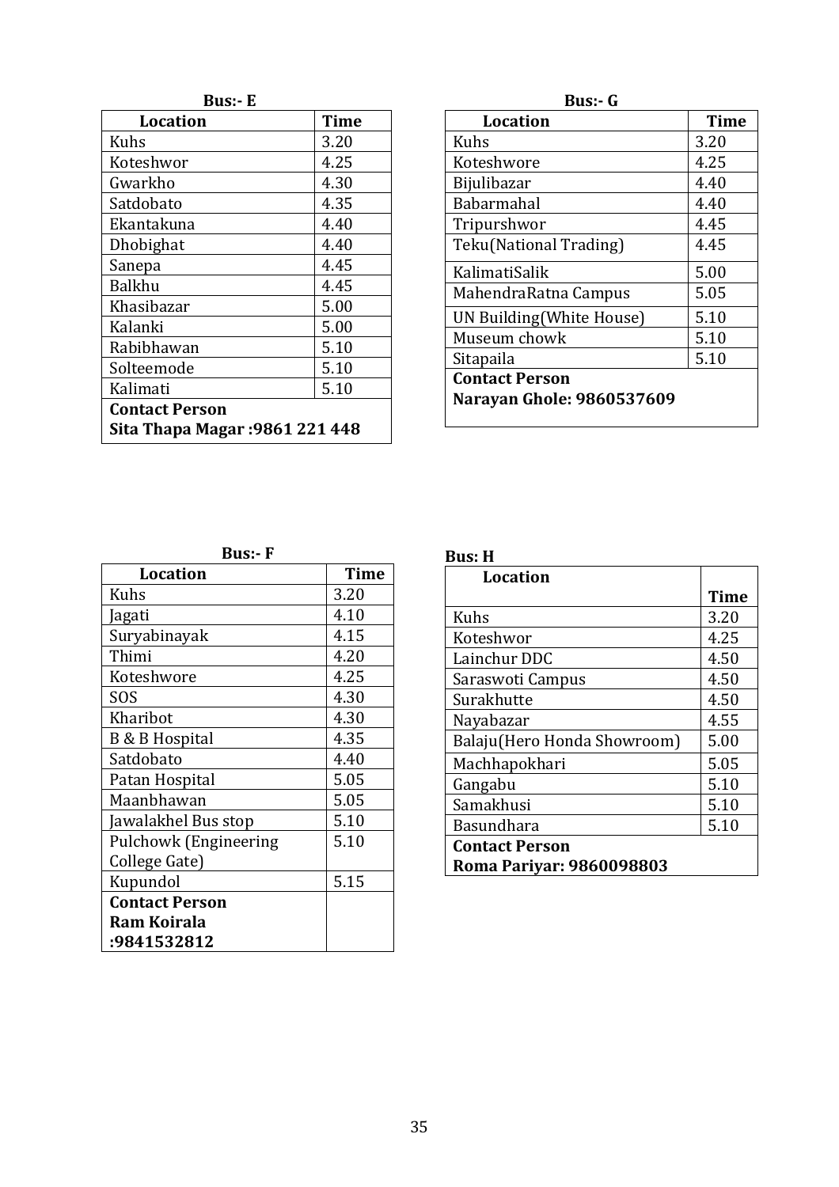**Bus:- E**

| Location | Time |
|---|---|
| Kuhs | 3.20 |
| Koteshwor | 4.25 |
| Gwarkho | 4.30 |
| Satdobato | 4.35 |
| Ekantakuna | 4.40 |
| Dhobighat | 4.40 |
| Sanepa | 4.45 |
| Balkhu | 4.45 |
| Khasibazar | 5.00 |
| Kalanki | 5.00 |
| Rabibhawan | 5.10 |
| Solteemode | 5.10 |
| Kalimati | 5.10 |
| **Contact Person** **Sita Thapa Magar :9861 221 448** | |

**Bus:- G**

| Location | Time |
|---|---|
| Kuhs | 3.20 |
| Koteshwore | 4.25 |
| Bijulibazar | 4.40 |
| Babarmahal | 4.40 |
| Tripurshwor | 4.45 |
| Teku(National Trading) | 4.45 |
| KalimatiSalik | 5.00 |
| MahendraRatna Campus | 5.05 |
| UN Building(White House) | 5.10 |
| Museum chowk | 5.10 |
| Sitapaila | 5.10 |
| **Contact Person** **Narayan Ghole: 9860537609** | |

**Bus:- F**

| Location | Time |
|---|---|
| Kuhs | 3.20 |
| Jagati | 4.10 |
| Suryabinayak | 4.15 |
| Thimi | 4.20 |
| Koteshwore | 4.25 |
| SOS | 4.30 |
| Kharibot | 4.30 |
| B & B Hospital | 4.35 |
| Satdobato | 4.40 |
| Patan Hospital | 5.05 |
| Maanbhawan | 5.05 |
| Jawalakhel Bus stop | 5.10 |
| Pulchowk (Engineering College Gate) | 5.10 |
| Kupundol | 5.15 |
| **Contact Person** **Ram Koirala :9841532812** | |

**Bus: H**

| Location | Time |
|---|---|
| Kuhs | 3.20 |
| Koteshwor | 4.25 |
| Lainchur DDC | 4.50 |
| Saraswoti Campus | 4.50 |
| Surakhutte | 4.50 |
| Nayabazar | 4.55 |
| Balaju(Hero Honda Showroom) | 5.00 |
| Machhapokhari | 5.05 |
| Gangabu | 5.10 |
| Samakhusi | 5.10 |
| Basundhara | 5.10 |
| **Contact Person** **Roma Pariyar: 9860098803** | |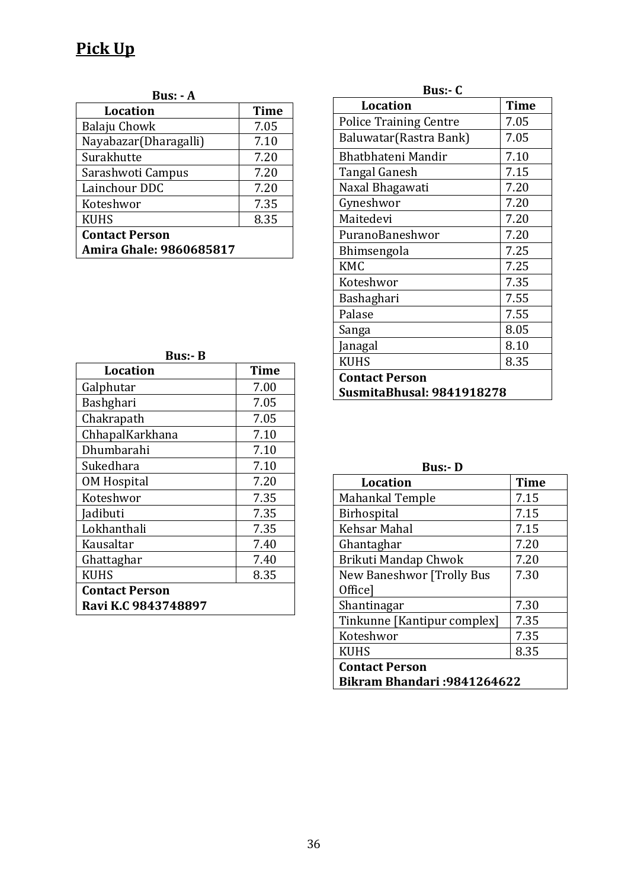# Pick Up

**Bus: - A**

| Location | Time |
|---|---|
| Balaju Chowk | 7.05 |
| Nayabazar(Dharagalli) | 7.10 |
| Surakhutte | 7.20 |
| Sarashwoti Campus | 7.20 |
| Lainchour DDC | 7.20 |
| Koteshwor | 7.35 |
| KUHS | 8.35 |
| **Contact Person** **Amira Ghale: 9860685817** | |

**Bus:- B**

| Location | Time |
|---|---|
| Galphutar | 7.00 |
| Bashghari | 7.05 |
| Chakrapath | 7.05 |
| ChhapalKarkhana | 7.10 |
| Dhumbarahi | 7.10 |
| Sukedhara | 7.10 |
| OM Hospital | 7.20 |
| Koteshwor | 7.35 |
| Jadibuti | 7.35 |
| Lokhanthali | 7.35 |
| Kausaltar | 7.40 |
| Ghattaghar | 7.40 |
| KUHS | 8.35 |
| **Contact Person** **Ravi K.C 9843748897** | |

**Bus:- C**

| Location | Time |
|---|---|
| Police Training Centre | 7.05 |
| Baluwatar(Rastra Bank) | 7.05 |
| Bhatbhateni Mandir | 7.10 |
| Tangal Ganesh | 7.15 |
| Naxal Bhagawati | 7.20 |
| Gyneshwor | 7.20 |
| Maitedevi | 7.20 |
| PuranoBaneshwor | 7.20 |
| Bhimsengola | 7.25 |
| KMC | 7.25 |
| Koteshwor | 7.35 |
| Bashaghari | 7.55 |
| Palase | 7.55 |
| Sanga | 8.05 |
| Janagal | 8.10 |
| KUHS | 8.35 |
| **Contact Person** **SusmitaBhusal: 9841918278** | |

**Bus:- D**

| Location | Time |
|---|---|
| Mahankal Temple | 7.15 |
| Birhospital | 7.15 |
| Kehsar Mahal | 7.15 |
| Ghantaghar | 7.20 |
| Brikuti Mandap Chwok | 7.20 |
| New Baneshwor [Trolly Bus Office] | 7.30 |
| Shantinagar | 7.30 |
| Tinkunne [Kantipur complex] | 7.35 |
| Koteshwor | 7.35 |
| KUHS | 8.35 |
| **Contact Person** **Bikram Bhandari :9841264622** | |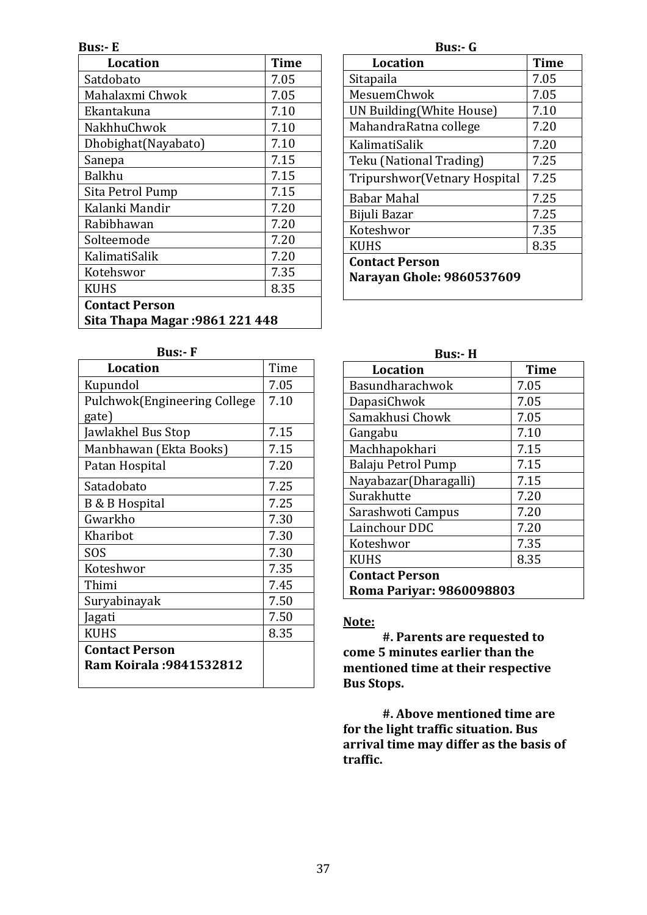**Bus:- E**

| Location | Time |
|---|---|
| Satdobato | 7.05 |
| Mahalaxmi Chwok | 7.05 |
| Ekantakuna | 7.10 |
| NakhhuChwok | 7.10 |
| Dhobighat(Nayabato) | 7.10 |
| Sanepa | 7.15 |
| Balkhu | 7.15 |
| Sita Petrol Pump | 7.15 |
| Kalanki Mandir | 7.20 |
| Rabibhawan | 7.20 |
| Solteemode | 7.20 |
| KalimatiSalik | 7.20 |
| Kotehswor | 7.35 |
| KUHS | 8.35 |
| **Contact Person** **Sita Thapa Magar :9861 221 448** | |

**Bus:- F**

| Location | Time |
|---|---|
| Kupundol | 7.05 |
| Pulchwok(Engineering College gate) | 7.10 |
| Jawlakhel Bus Stop | 7.15 |
| Manbhawan (Ekta Books) | 7.15 |
| Patan Hospital | 7.20 |
| Satadobato | 7.25 |
| B & B Hospital | 7.25 |
| Gwarkho | 7.30 |
| Kharibot | 7.30 |
| SOS | 7.30 |
| Koteshwor | 7.35 |
| Thimi | 7.45 |
| Suryabinayak | 7.50 |
| Jagati | 7.50 |
| KUHS | 8.35 |
| **Contact Person** **Ram Koirala :9841532812** | |

**Bus:- G**

| Location | Time |
|---|---|
| Sitapaila | 7.05 |
| MesuemChwok | 7.05 |
| UN Building(White House) | 7.10 |
| MahandraRatna college | 7.20 |
| KalimatiSalik | 7.20 |
| Teku (National Trading) | 7.25 |
| Tripurshwor(Vetnary Hospital | 7.25 |
| Babar Mahal | 7.25 |
| Bijuli Bazar | 7.25 |
| Koteshwor | 7.35 |
| KUHS | 8.35 |
| **Contact Person** **Narayan Ghole: 9860537609** | |

**Bus:- H**

| Location | Time |
|---|---|
| Basundharachwok | 7.05 |
| DapasiChwok | 7.05 |
| Samakhusi Chowk | 7.05 |
| Gangabu | 7.10 |
| Machhapokhari | 7.15 |
| Balaju Petrol Pump | 7.15 |
| Nayabazar(Dharagalli) | 7.15 |
| Surakhutte | 7.20 |
| Sarashwoti Campus | 7.20 |
| Lainchour DDC | 7.20 |
| Koteshwor | 7.35 |
| KUHS | 8.35 |
| **Contact Person** **Roma Pariyar: 9860098803** | |

**Note:**

**#. Parents are requested to come 5 minutes earlier than the mentioned time at their respective Bus Stops.**

**#. Above mentioned time are for the light traffic situation. Bus arrival time may differ as the basis of traffic.**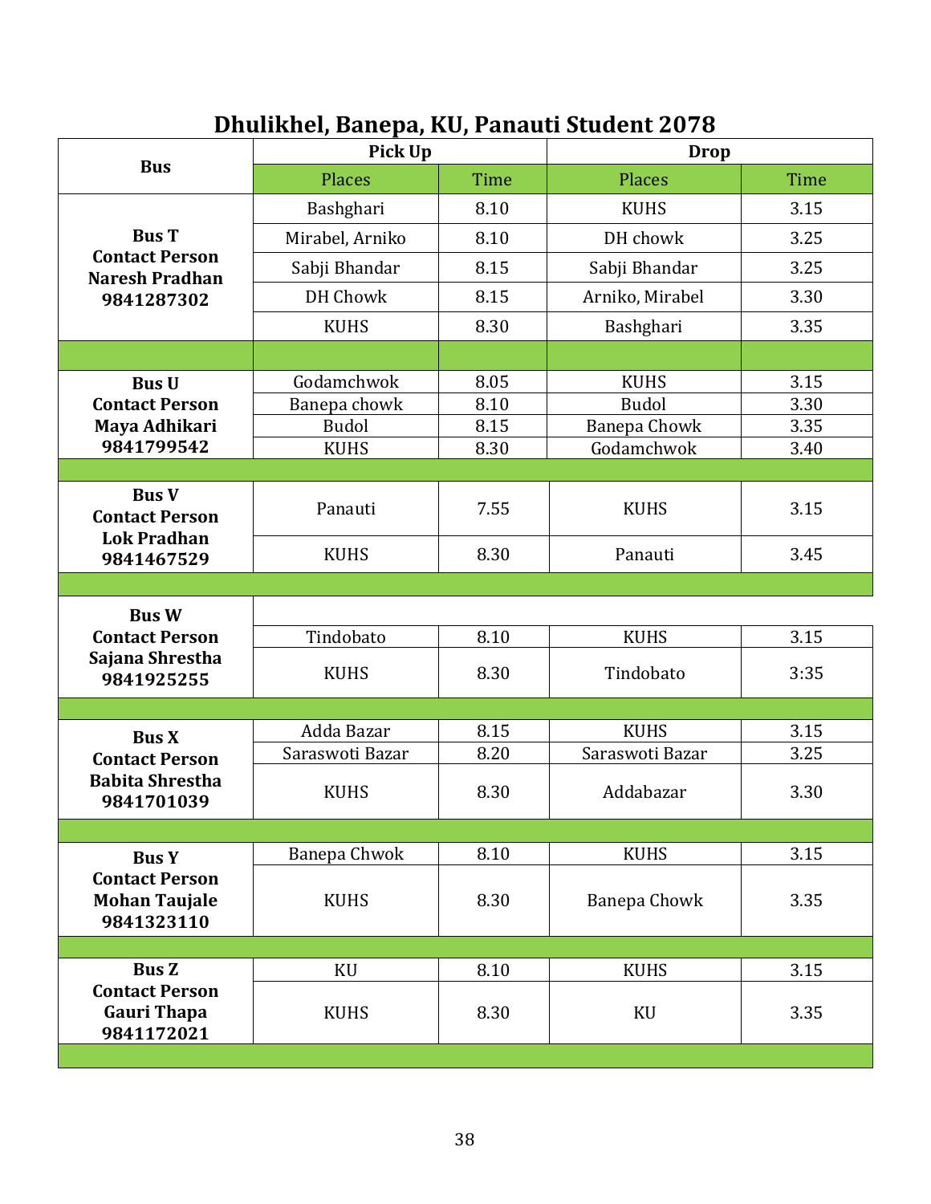## Dhulikhel, Banepa, KU, Panauti Student 2078

| Bus | Pick Up | | Drop | |
|---|---|---|---|---|
| | Places | Time | Places | Time |
| **Bus T Contact Person Naresh Pradhan 9841287302** | Bashghari | 8.10 | KUHS | 3.15 |
| | Mirabel, Arniko | 8.10 | DH chowk | 3.25 |
| | Sabji Bhandar | 8.15 | Sabji Bhandar | 3.25 |
| | DH Chowk | 8.15 | Arniko, Mirabel | 3.30 |
| | KUHS | 8.30 | Bashghari | 3.35 |
| | | | | |
| **Bus U Contact Person Maya Adhikari 9841799542** | Godamchwok | 8.05 | KUHS | 3.15 |
| | Banepa chowk | 8.10 | Budol | 3.30 |
| | Budol | 8.15 | Banepa Chowk | 3.35 |
| | KUHS | 8.30 | Godamchwok | 3.40 |
| | | | | |
| **Bus V Contact Person Lok Pradhan 9841467529** | Panauti | 7.55 | KUHS | 3.15 |
| | KUHS | 8.30 | Panauti | 3.45 |
| | | | | |
| **Bus W Contact Person Sajana Shrestha 9841925255** | Tindobato | 8.10 | KUHS | 3.15 |
| | KUHS | 8.30 | Tindobato | 3:35 |
| | | | | |
| **Bus X Contact Person Babita Shrestha 9841701039** | Adda Bazar | 8.15 | KUHS | 3.15 |
| | Saraswoti Bazar | 8.20 | Saraswoti Bazar | 3.25 |
| | KUHS | 8.30 | Addabazar | 3.30 |
| | | | | |
| **Bus Y Contact Person Mohan Taujale 9841323110** | Banepa Chwok | 8.10 | KUHS | 3.15 |
| | KUHS | 8.30 | Banepa Chowk | 3.35 |
| | | | | |
| **Bus Z Contact Person Gauri Thapa 9841172021** | KU | 8.10 | KUHS | 3.15 |
| | KUHS | 8.30 | KU | 3.35 |